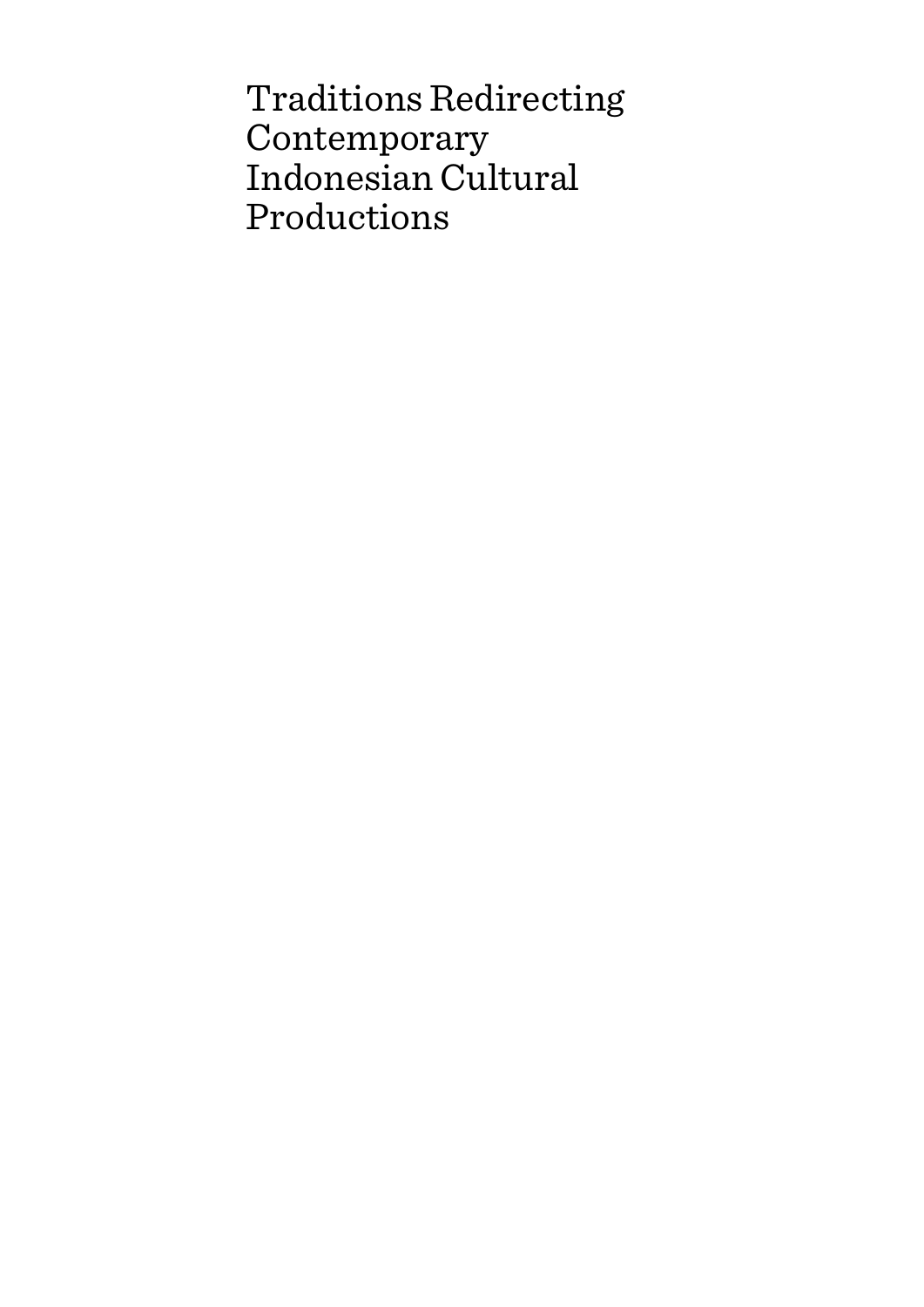# Traditions Redirecting Contemporary Indonesian Cultural Productions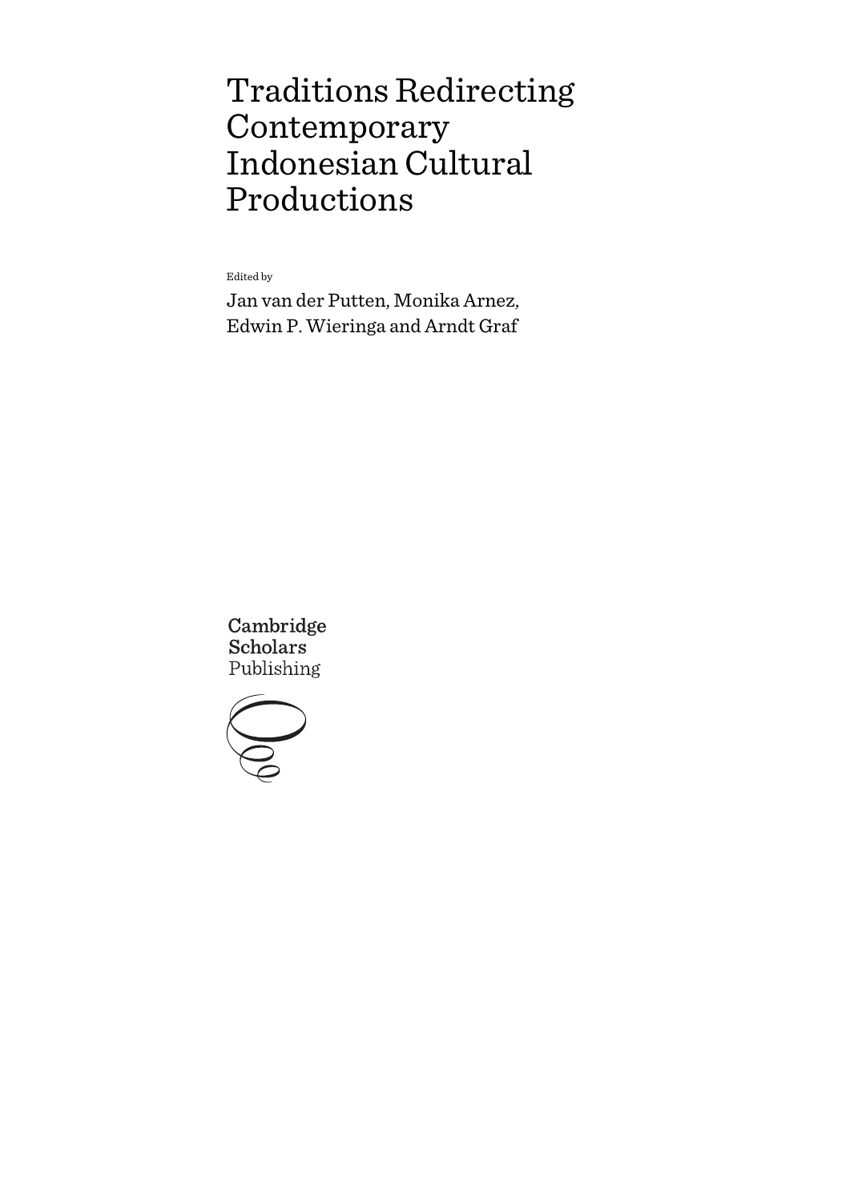# Traditions Redirecting Contemporary Indonesian Cultural Productions

Edited by

Jan van der Putten, Monika Arnez, Edwin P. Wieringa and Arndt Graf

Cambridge Scholars Publishing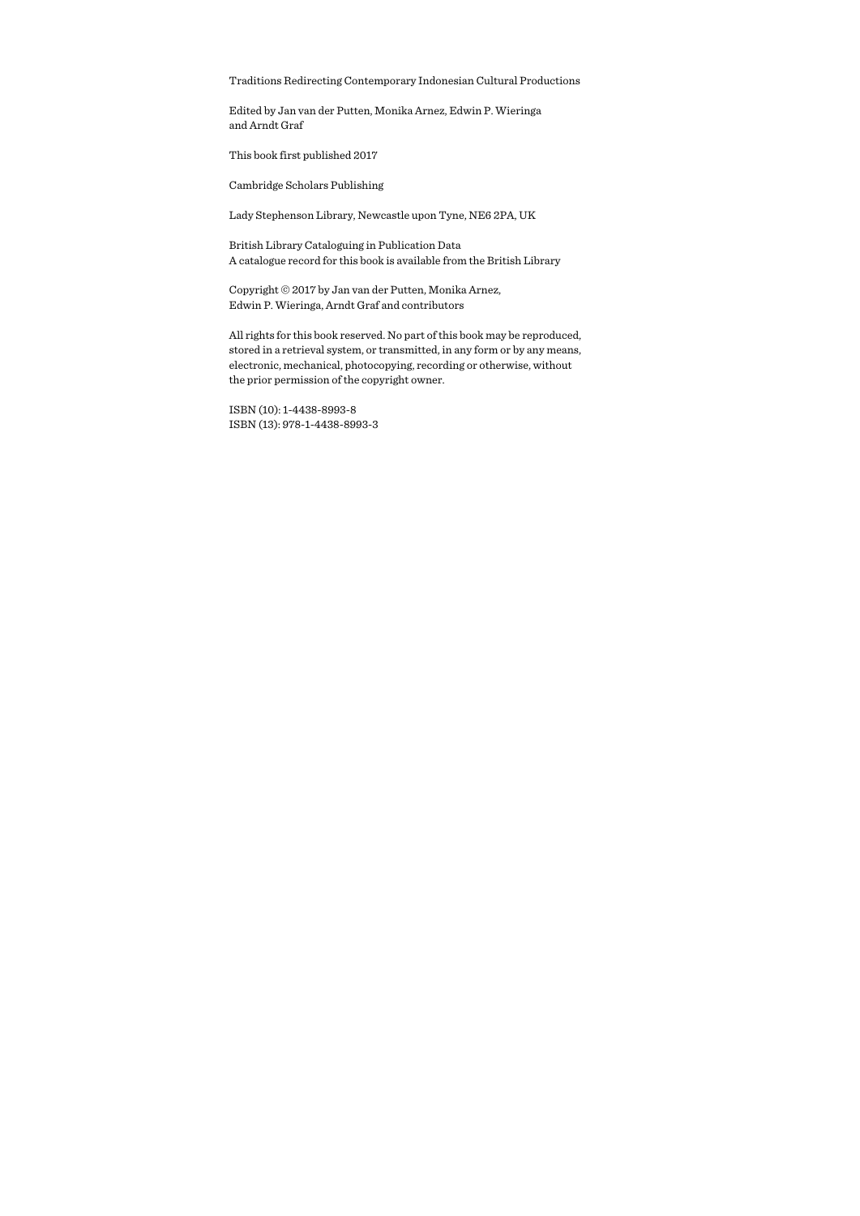Traditions Redirecting Contemporary Indonesian Cultural Productions

Edited by Jan van der Putten, Monika Arnez, Edwin P. Wieringa and Arndt Graf

This book first published 2017

Cambridge Scholars Publishing

Lady Stephenson Library, Newcastle upon Tyne, NE6 2PA, UK

British Library Cataloguing in Publication Data
A catalogue record for this book is available from the British Library

Copyright © 2017 by Jan van der Putten, Monika Arnez, Edwin P. Wieringa, Arndt Graf and contributors

All rights for this book reserved. No part of this book may be reproduced, stored in a retrieval system, or transmitted, in any form or by any means, electronic, mechanical, photocopying, recording or otherwise, without the prior permission of the copyright owner.

ISBN (10): 1-4438-8993-8
ISBN (13): 978-1-4438-8993-3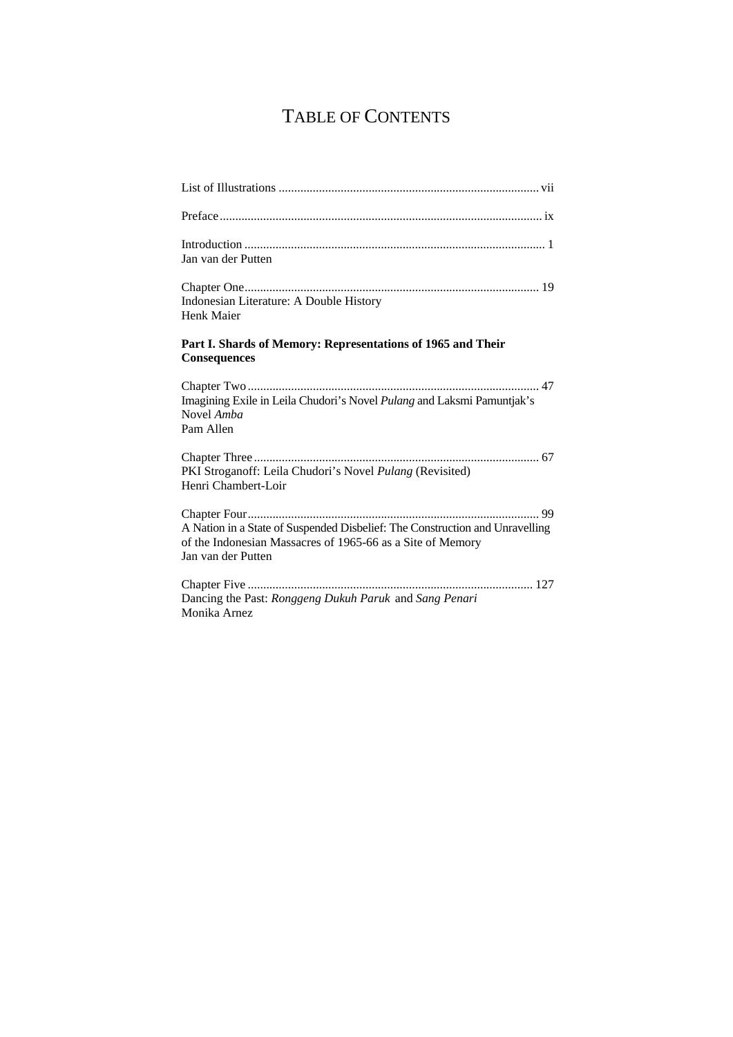# TABLE OF CONTENTS

List of Illustrations ... vii

Preface ... ix

Introduction ... 1
Jan van der Putten

Chapter One ... 19
Indonesian Literature: A Double History
Henk Maier

**Part I. Shards of Memory: Representations of 1965 and Their Consequences**

Chapter Two ... 47
Imagining Exile in Leila Chudori's Novel *Pulang* and Laksmi Pamuntjak's Novel *Amba*
Pam Allen

Chapter Three ... 67
PKI Stroganoff: Leila Chudori's Novel *Pulang* (Revisited)
Henri Chambert-Loir

Chapter Four ... 99
A Nation in a State of Suspended Disbelief: The Construction and Unravelling of the Indonesian Massacres of 1965-66 as a Site of Memory
Jan van der Putten

Chapter Five ... 127
Dancing the Past: *Ronggeng Dukuh Paruk* and *Sang Penari*
Monika Arnez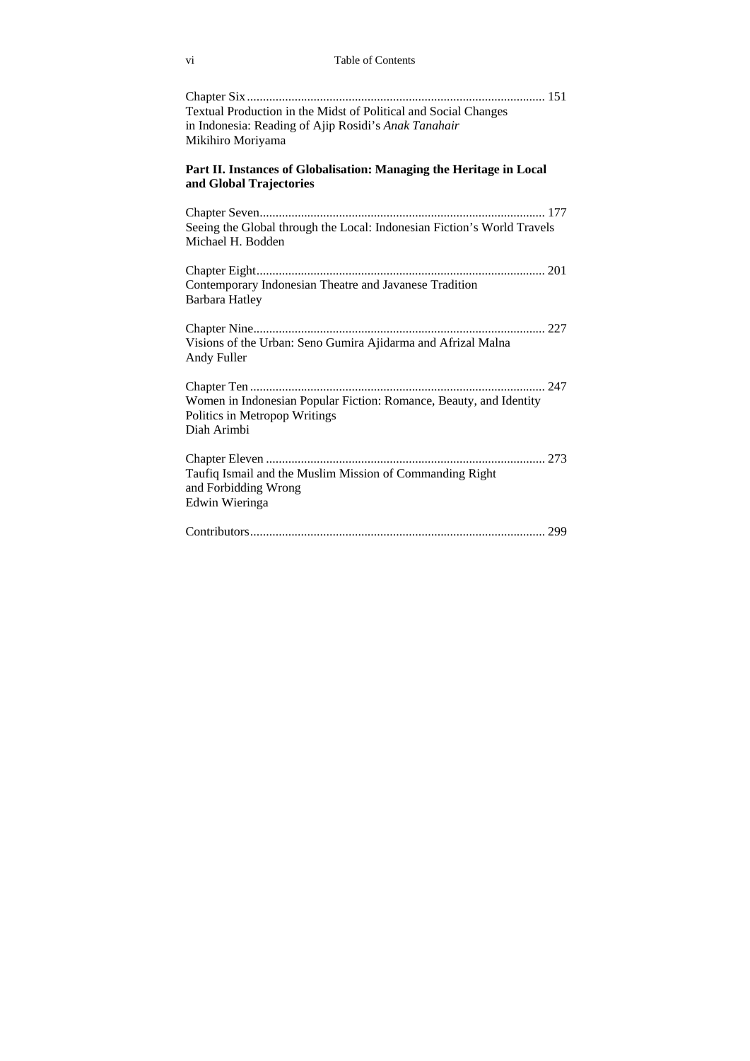Chapter Six ........................................................................................ 151
Textual Production in the Midst of Political and Social Changes
in Indonesia: Reading of Ajip Rosidi's *Anak Tanahair*
Mikihiro Moriyama

**Part II. Instances of Globalisation: Managing the Heritage in Local and Global Trajectories**

Chapter Seven..................................................................................... 177
Seeing the Global through the Local: Indonesian Fiction's World Travels
Michael H. Bodden

Chapter Eight...................................................................................... 201
Contemporary Indonesian Theatre and Javanese Tradition
Barbara Hatley

Chapter Nine....................................................................................... 227
Visions of the Urban: Seno Gumira Ajidarma and Afrizal Malna
Andy Fuller

Chapter Ten ........................................................................................ 247
Women in Indonesian Popular Fiction: Romance, Beauty, and Identity
Politics in Metropop Writings
Diah Arimbi

Chapter Eleven ................................................................................... 273
Taufiq Ismail and the Muslim Mission of Commanding Right
and Forbidding Wrong
Edwin Wieringa

Contributors........................................................................................ 299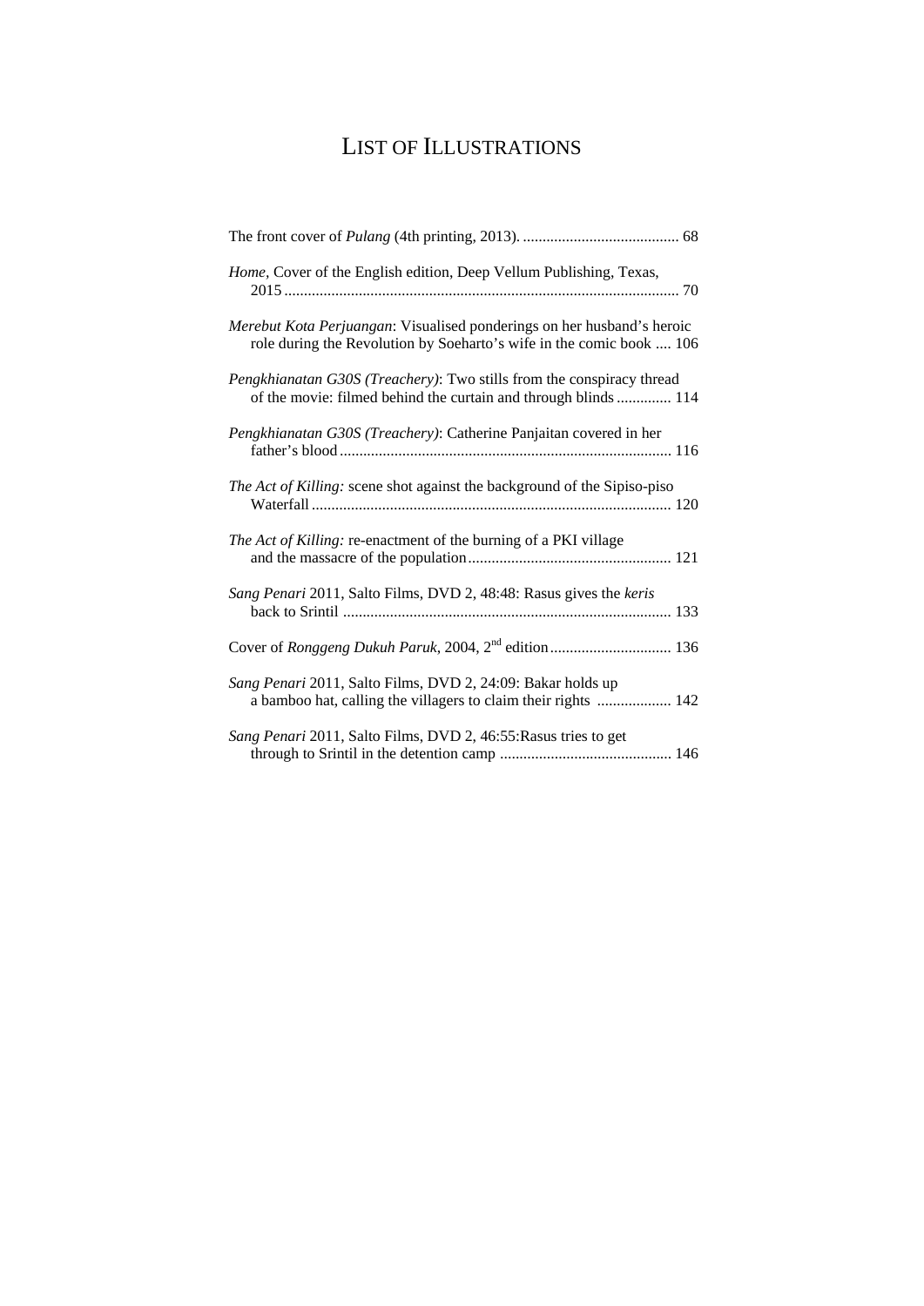# List of Illustrations

The front cover of *Pulang* (4th printing, 2013). ........................................ 68

*Home*, Cover of the English edition, Deep Vellum Publishing, Texas, 2015 .................................................................................................... 70

*Merebut Kota Perjuangan*: Visualised ponderings on her husband's heroic role during the Revolution by Soeharto's wife in the comic book .... 106

*Pengkhianatan G30S (Treachery)*: Two stills from the conspiracy thread of the movie: filmed behind the curtain and through blinds .............. 114

*Pengkhianatan G30S (Treachery)*: Catherine Panjaitan covered in her father's blood .................................................................................... 116

*The Act of Killing:* scene shot against the background of the Sipiso-piso Waterfall ........................................................................................... 120

*The Act of Killing:* re-enactment of the burning of a PKI village and the massacre of the population.................................................... 121

*Sang Penari* 2011, Salto Films, DVD 2, 48:48: Rasus gives the *keris* back to Srintil .................................................................................... 133

Cover of *Ronggeng Dukuh Paruk*, 2004, 2nd edition............................... 136

*Sang Penari* 2011, Salto Films, DVD 2, 24:09: Bakar holds up a bamboo hat, calling the villagers to claim their rights ................... 142

*Sang Penari* 2011, Salto Films, DVD 2, 46:55:Rasus tries to get through to Srintil in the detention camp ............................................ 146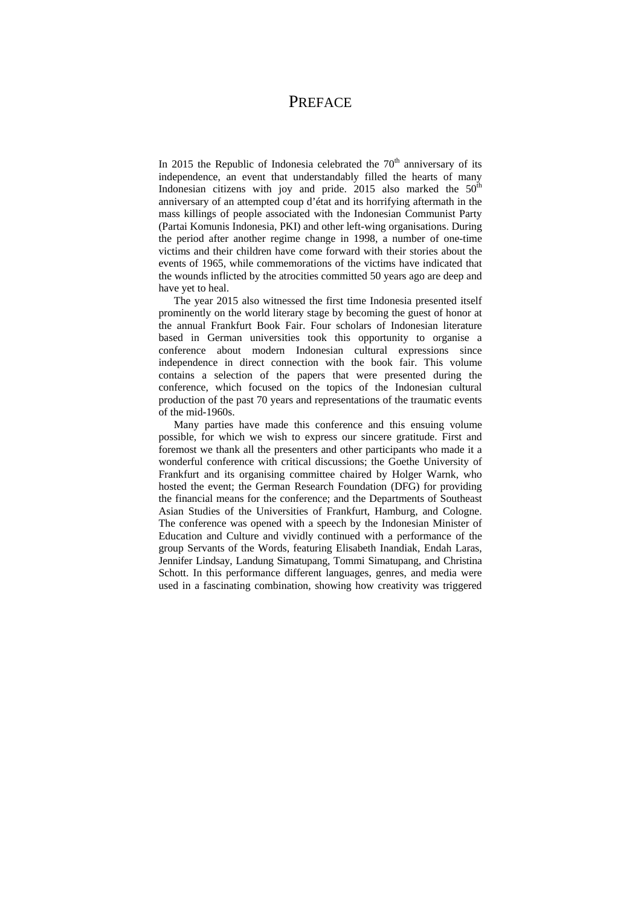# PREFACE

In 2015 the Republic of Indonesia celebrated the 70th anniversary of its independence, an event that understandably filled the hearts of many Indonesian citizens with joy and pride. 2015 also marked the 50th anniversary of an attempted coup d'état and its horrifying aftermath in the mass killings of people associated with the Indonesian Communist Party (Partai Komunis Indonesia, PKI) and other left-wing organisations. During the period after another regime change in 1998, a number of one-time victims and their children have come forward with their stories about the events of 1965, while commemorations of the victims have indicated that the wounds inflicted by the atrocities committed 50 years ago are deep and have yet to heal.

The year 2015 also witnessed the first time Indonesia presented itself prominently on the world literary stage by becoming the guest of honor at the annual Frankfurt Book Fair. Four scholars of Indonesian literature based in German universities took this opportunity to organise a conference about modern Indonesian cultural expressions since independence in direct connection with the book fair. This volume contains a selection of the papers that were presented during the conference, which focused on the topics of the Indonesian cultural production of the past 70 years and representations of the traumatic events of the mid-1960s.

Many parties have made this conference and this ensuing volume possible, for which we wish to express our sincere gratitude. First and foremost we thank all the presenters and other participants who made it a wonderful conference with critical discussions; the Goethe University of Frankfurt and its organising committee chaired by Holger Warnk, who hosted the event; the German Research Foundation (DFG) for providing the financial means for the conference; and the Departments of Southeast Asian Studies of the Universities of Frankfurt, Hamburg, and Cologne. The conference was opened with a speech by the Indonesian Minister of Education and Culture and vividly continued with a performance of the group Servants of the Words, featuring Elisabeth Inandiak, Endah Laras, Jennifer Lindsay, Landung Simatupang, Tommi Simatupang, and Christina Schott. In this performance different languages, genres, and media were used in a fascinating combination, showing how creativity was triggered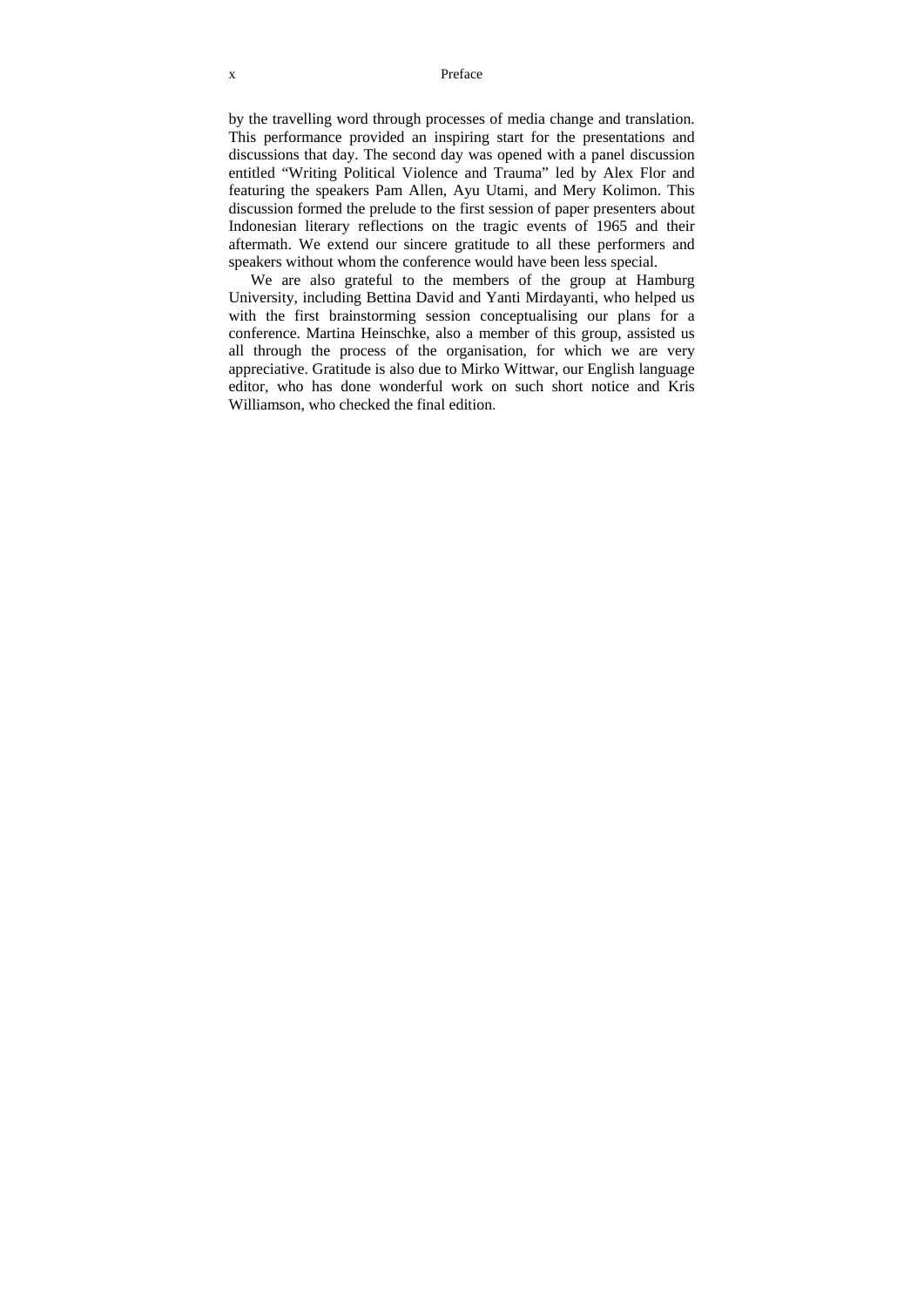by the travelling word through processes of media change and translation. This performance provided an inspiring start for the presentations and discussions that day. The second day was opened with a panel discussion entitled "Writing Political Violence and Trauma" led by Alex Flor and featuring the speakers Pam Allen, Ayu Utami, and Mery Kolimon. This discussion formed the prelude to the first session of paper presenters about Indonesian literary reflections on the tragic events of 1965 and their aftermath. We extend our sincere gratitude to all these performers and speakers without whom the conference would have been less special.

We are also grateful to the members of the group at Hamburg University, including Bettina David and Yanti Mirdayanti, who helped us with the first brainstorming session conceptualising our plans for a conference. Martina Heinschke, also a member of this group, assisted us all through the process of the organisation, for which we are very appreciative. Gratitude is also due to Mirko Wittwar, our English language editor, who has done wonderful work on such short notice and Kris Williamson, who checked the final edition.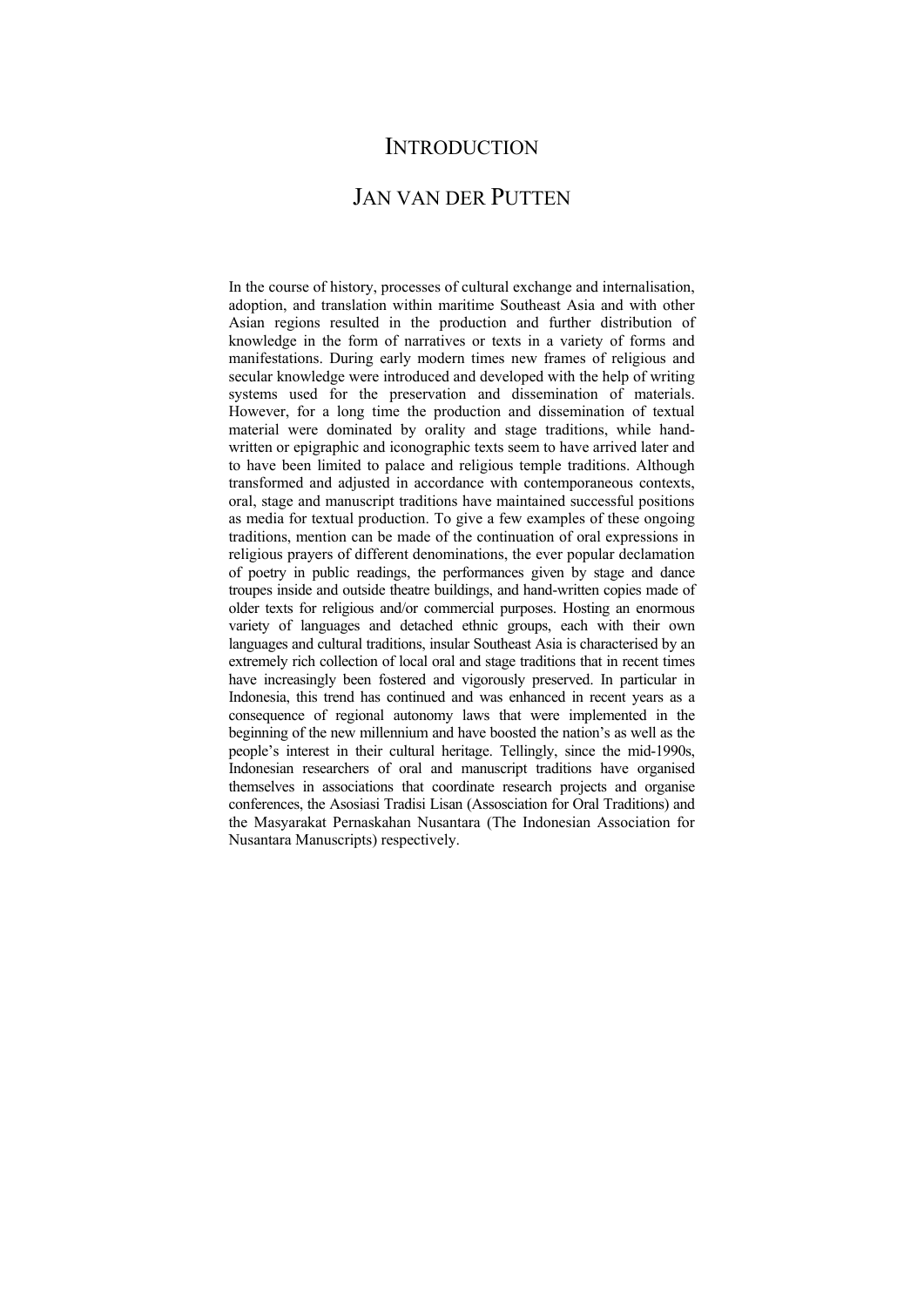# Introduction

## Jan van der Putten

In the course of history, processes of cultural exchange and internalisation, adoption, and translation within maritime Southeast Asia and with other Asian regions resulted in the production and further distribution of knowledge in the form of narratives or texts in a variety of forms and manifestations. During early modern times new frames of religious and secular knowledge were introduced and developed with the help of writing systems used for the preservation and dissemination of materials. However, for a long time the production and dissemination of textual material were dominated by orality and stage traditions, while hand-written or epigraphic and iconographic texts seem to have arrived later and to have been limited to palace and religious temple traditions. Although transformed and adjusted in accordance with contemporaneous contexts, oral, stage and manuscript traditions have maintained successful positions as media for textual production. To give a few examples of these ongoing traditions, mention can be made of the continuation of oral expressions in religious prayers of different denominations, the ever popular declamation of poetry in public readings, the performances given by stage and dance troupes inside and outside theatre buildings, and hand-written copies made of older texts for religious and/or commercial purposes. Hosting an enormous variety of languages and detached ethnic groups, each with their own languages and cultural traditions, insular Southeast Asia is characterised by an extremely rich collection of local oral and stage traditions that in recent times have increasingly been fostered and vigorously preserved. In particular in Indonesia, this trend has continued and was enhanced in recent years as a consequence of regional autonomy laws that were implemented in the beginning of the new millennium and have boosted the nation's as well as the people's interest in their cultural heritage. Tellingly, since the mid-1990s, Indonesian researchers of oral and manuscript traditions have organised themselves in associations that coordinate research projects and organise conferences, the Asosiasi Tradisi Lisan (Assosciation for Oral Traditions) and the Masyarakat Pernaskahan Nusantara (The Indonesian Association for Nusantara Manuscripts) respectively.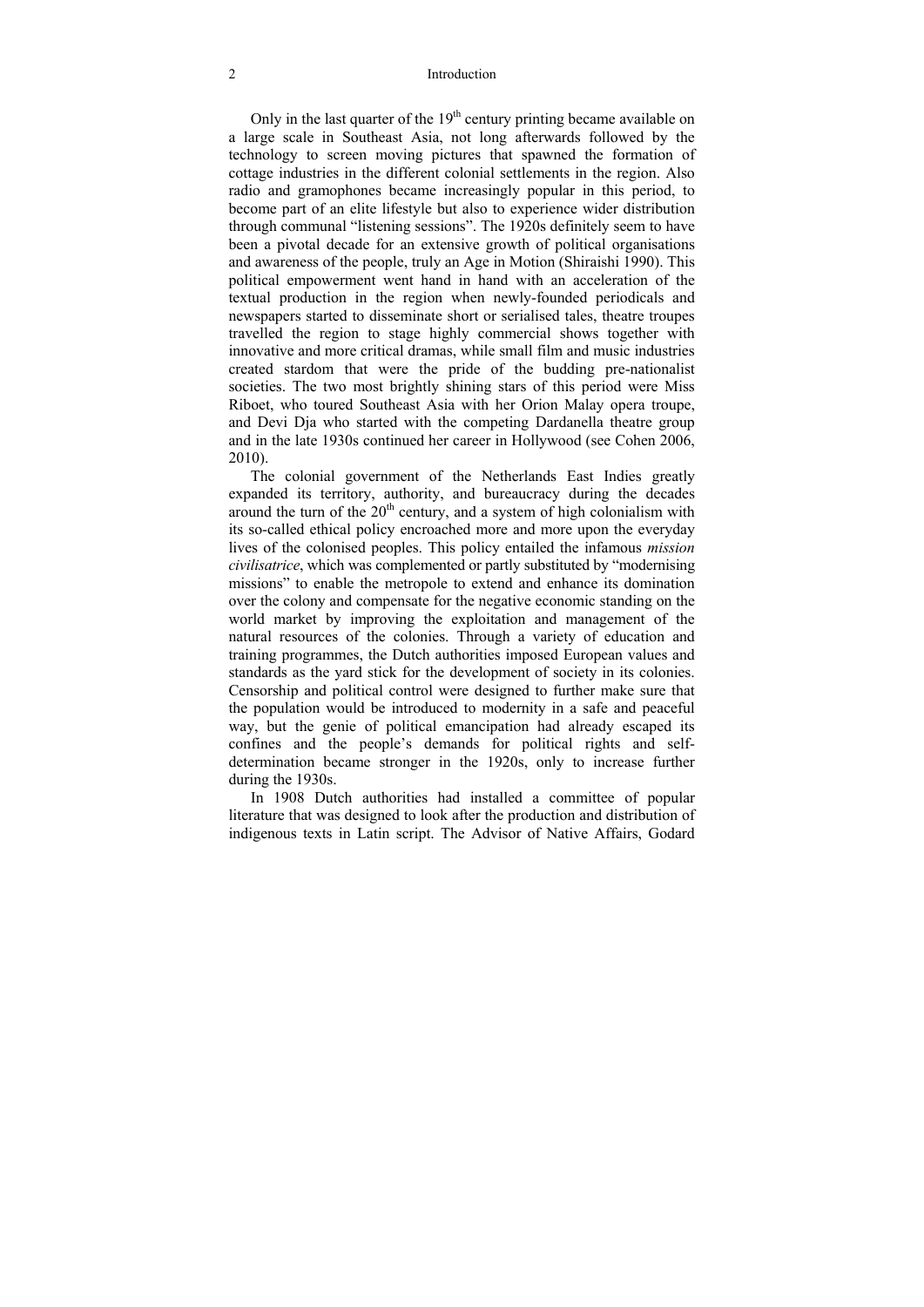Only in the last quarter of the $19^{th}$ century printing became available on a large scale in Southeast Asia, not long afterwards followed by the technology to screen moving pictures that spawned the formation of cottage industries in the different colonial settlements in the region. Also radio and gramophones became increasingly popular in this period, to become part of an elite lifestyle but also to experience wider distribution through communal "listening sessions". The 1920s definitely seem to have been a pivotal decade for an extensive growth of political organisations and awareness of the people, truly an Age in Motion (Shiraishi 1990). This political empowerment went hand in hand with an acceleration of the textual production in the region when newly-founded periodicals and newspapers started to disseminate short or serialised tales, theatre troupes travelled the region to stage highly commercial shows together with innovative and more critical dramas, while small film and music industries created stardom that were the pride of the budding pre-nationalist societies. The two most brightly shining stars of this period were Miss Riboet, who toured Southeast Asia with her Orion Malay opera troupe, and Devi Dja who started with the competing Dardanella theatre group and in the late 1930s continued her career in Hollywood (see Cohen 2006, 2010).

The colonial government of the Netherlands East Indies greatly expanded its territory, authority, and bureaucracy during the decades around the turn of the $20^{th}$ century, and a system of high colonialism with its so-called ethical policy encroached more and more upon the everyday lives of the colonised peoples. This policy entailed the infamous *mission civilisatrice*, which was complemented or partly substituted by "modernising missions" to enable the metropole to extend and enhance its domination over the colony and compensate for the negative economic standing on the world market by improving the exploitation and management of the natural resources of the colonies. Through a variety of education and training programmes, the Dutch authorities imposed European values and standards as the yard stick for the development of society in its colonies. Censorship and political control were designed to further make sure that the population would be introduced to modernity in a safe and peaceful way, but the genie of political emancipation had already escaped its confines and the people's demands for political rights and self-determination became stronger in the 1920s, only to increase further during the 1930s.

In 1908 Dutch authorities had installed a committee of popular literature that was designed to look after the production and distribution of indigenous texts in Latin script. The Advisor of Native Affairs, Godard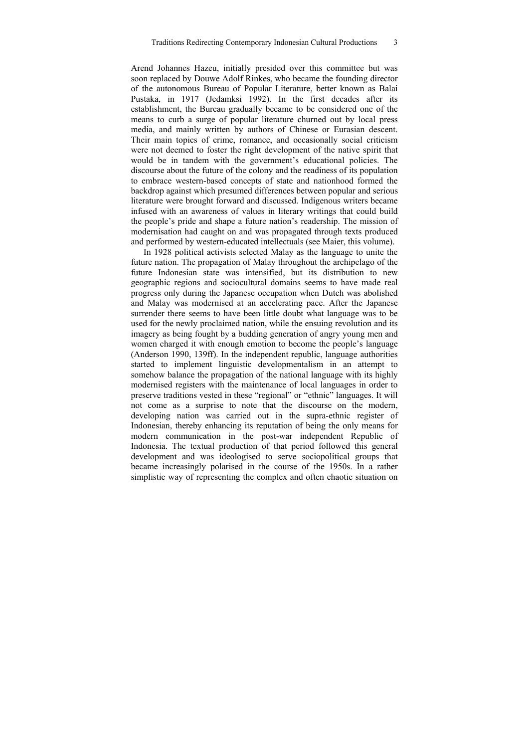Arend Johannes Hazeu, initially presided over this committee but was soon replaced by Douwe Adolf Rinkes, who became the founding director of the autonomous Bureau of Popular Literature, better known as Balai Pustaka, in 1917 (Jedamksi 1992). In the first decades after its establishment, the Bureau gradually became to be considered one of the means to curb a surge of popular literature churned out by local press media, and mainly written by authors of Chinese or Eurasian descent. Their main topics of crime, romance, and occasionally social criticism were not deemed to foster the right development of the native spirit that would be in tandem with the government's educational policies. The discourse about the future of the colony and the readiness of its population to embrace western-based concepts of state and nationhood formed the backdrop against which presumed differences between popular and serious literature were brought forward and discussed. Indigenous writers became infused with an awareness of values in literary writings that could build the people's pride and shape a future nation's readership. The mission of modernisation had caught on and was propagated through texts produced and performed by western-educated intellectuals (see Maier, this volume).

In 1928 political activists selected Malay as the language to unite the future nation. The propagation of Malay throughout the archipelago of the future Indonesian state was intensified, but its distribution to new geographic regions and sociocultural domains seems to have made real progress only during the Japanese occupation when Dutch was abolished and Malay was modernised at an accelerating pace. After the Japanese surrender there seems to have been little doubt what language was to be used for the newly proclaimed nation, while the ensuing revolution and its imagery as being fought by a budding generation of angry young men and women charged it with enough emotion to become the people's language (Anderson 1990, 139ff). In the independent republic, language authorities started to implement linguistic developmentalism in an attempt to somehow balance the propagation of the national language with its highly modernised registers with the maintenance of local languages in order to preserve traditions vested in these "regional" or "ethnic" languages. It will not come as a surprise to note that the discourse on the modern, developing nation was carried out in the supra-ethnic register of Indonesian, thereby enhancing its reputation of being the only means for modern communication in the post-war independent Republic of Indonesia. The textual production of that period followed this general development and was ideologised to serve sociopolitical groups that became increasingly polarised in the course of the 1950s. In a rather simplistic way of representing the complex and often chaotic situation on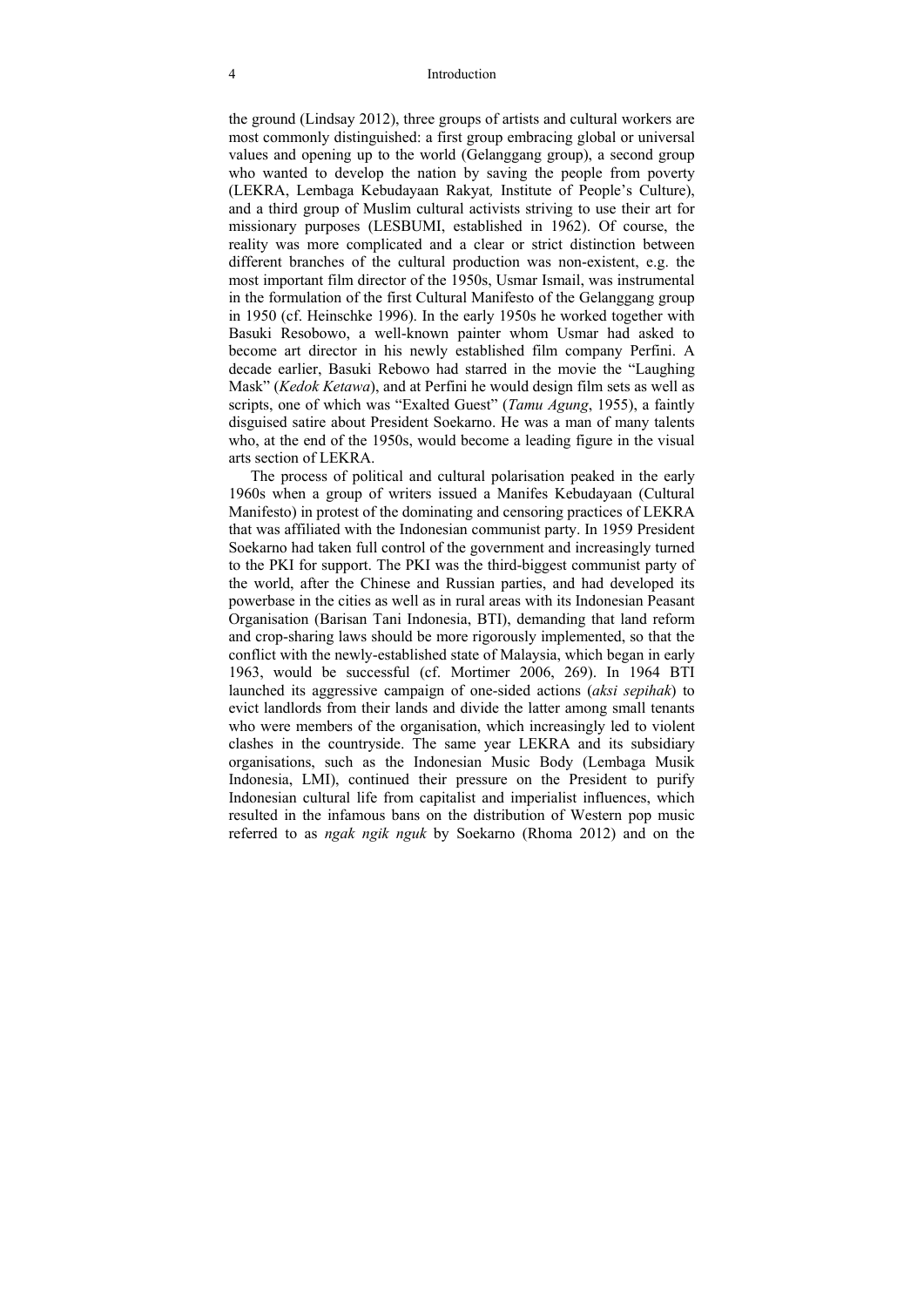the ground (Lindsay 2012), three groups of artists and cultural workers are most commonly distinguished: a first group embracing global or universal values and opening up to the world (Gelanggang group), a second group who wanted to develop the nation by saving the people from poverty (LEKRA, Lembaga Kebudayaan Rakyat*,* Institute of People's Culture), and a third group of Muslim cultural activists striving to use their art for missionary purposes (LESBUMI, established in 1962). Of course, the reality was more complicated and a clear or strict distinction between different branches of the cultural production was non-existent, e.g. the most important film director of the 1950s, Usmar Ismail, was instrumental in the formulation of the first Cultural Manifesto of the Gelanggang group in 1950 (cf. Heinschke 1996). In the early 1950s he worked together with Basuki Resobowo, a well-known painter whom Usmar had asked to become art director in his newly established film company Perfini. A decade earlier, Basuki Rebowo had starred in the movie the "Laughing Mask" (*Kedok Ketawa*), and at Perfini he would design film sets as well as scripts, one of which was "Exalted Guest" (*Tamu Agung*, 1955), a faintly disguised satire about President Soekarno. He was a man of many talents who, at the end of the 1950s, would become a leading figure in the visual arts section of LEKRA.

The process of political and cultural polarisation peaked in the early 1960s when a group of writers issued a Manifes Kebudayaan (Cultural Manifesto) in protest of the dominating and censoring practices of LEKRA that was affiliated with the Indonesian communist party. In 1959 President Soekarno had taken full control of the government and increasingly turned to the PKI for support. The PKI was the third-biggest communist party of the world, after the Chinese and Russian parties, and had developed its powerbase in the cities as well as in rural areas with its Indonesian Peasant Organisation (Barisan Tani Indonesia, BTI), demanding that land reform and crop-sharing laws should be more rigorously implemented, so that the conflict with the newly-established state of Malaysia, which began in early 1963, would be successful (cf. Mortimer 2006, 269). In 1964 BTI launched its aggressive campaign of one-sided actions (*aksi sepihak*) to evict landlords from their lands and divide the latter among small tenants who were members of the organisation, which increasingly led to violent clashes in the countryside. The same year LEKRA and its subsidiary organisations, such as the Indonesian Music Body (Lembaga Musik Indonesia, LMI), continued their pressure on the President to purify Indonesian cultural life from capitalist and imperialist influences, which resulted in the infamous bans on the distribution of Western pop music referred to as *ngak ngik nguk* by Soekarno (Rhoma 2012) and on the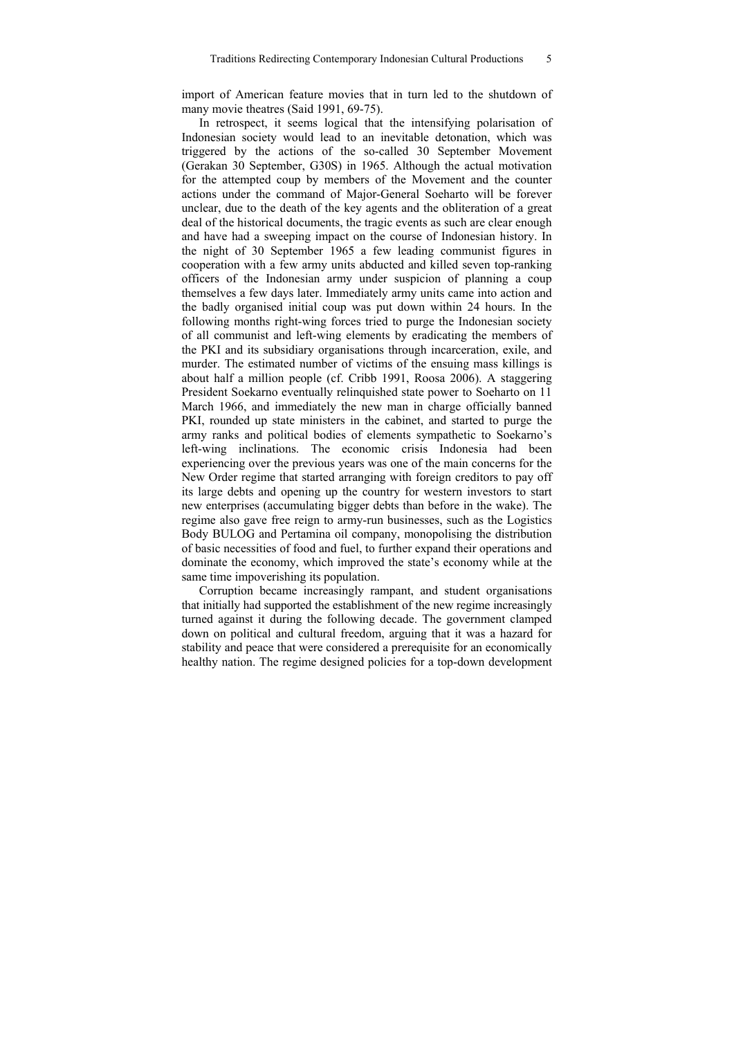import of American feature movies that in turn led to the shutdown of many movie theatres (Said 1991, 69-75).

In retrospect, it seems logical that the intensifying polarisation of Indonesian society would lead to an inevitable detonation, which was triggered by the actions of the so-called 30 September Movement (Gerakan 30 September, G30S) in 1965. Although the actual motivation for the attempted coup by members of the Movement and the counter actions under the command of Major-General Soeharto will be forever unclear, due to the death of the key agents and the obliteration of a great deal of the historical documents, the tragic events as such are clear enough and have had a sweeping impact on the course of Indonesian history. In the night of 30 September 1965 a few leading communist figures in cooperation with a few army units abducted and killed seven top-ranking officers of the Indonesian army under suspicion of planning a coup themselves a few days later. Immediately army units came into action and the badly organised initial coup was put down within 24 hours. In the following months right-wing forces tried to purge the Indonesian society of all communist and left-wing elements by eradicating the members of the PKI and its subsidiary organisations through incarceration, exile, and murder. The estimated number of victims of the ensuing mass killings is about half a million people (cf. Cribb 1991, Roosa 2006). A staggering President Soekarno eventually relinquished state power to Soeharto on 11 March 1966, and immediately the new man in charge officially banned PKI, rounded up state ministers in the cabinet, and started to purge the army ranks and political bodies of elements sympathetic to Soekarno's left-wing inclinations. The economic crisis Indonesia had been experiencing over the previous years was one of the main concerns for the New Order regime that started arranging with foreign creditors to pay off its large debts and opening up the country for western investors to start new enterprises (accumulating bigger debts than before in the wake). The regime also gave free reign to army-run businesses, such as the Logistics Body BULOG and Pertamina oil company, monopolising the distribution of basic necessities of food and fuel, to further expand their operations and dominate the economy, which improved the state's economy while at the same time impoverishing its population.

Corruption became increasingly rampant, and student organisations that initially had supported the establishment of the new regime increasingly turned against it during the following decade. The government clamped down on political and cultural freedom, arguing that it was a hazard for stability and peace that were considered a prerequisite for an economically healthy nation. The regime designed policies for a top-down development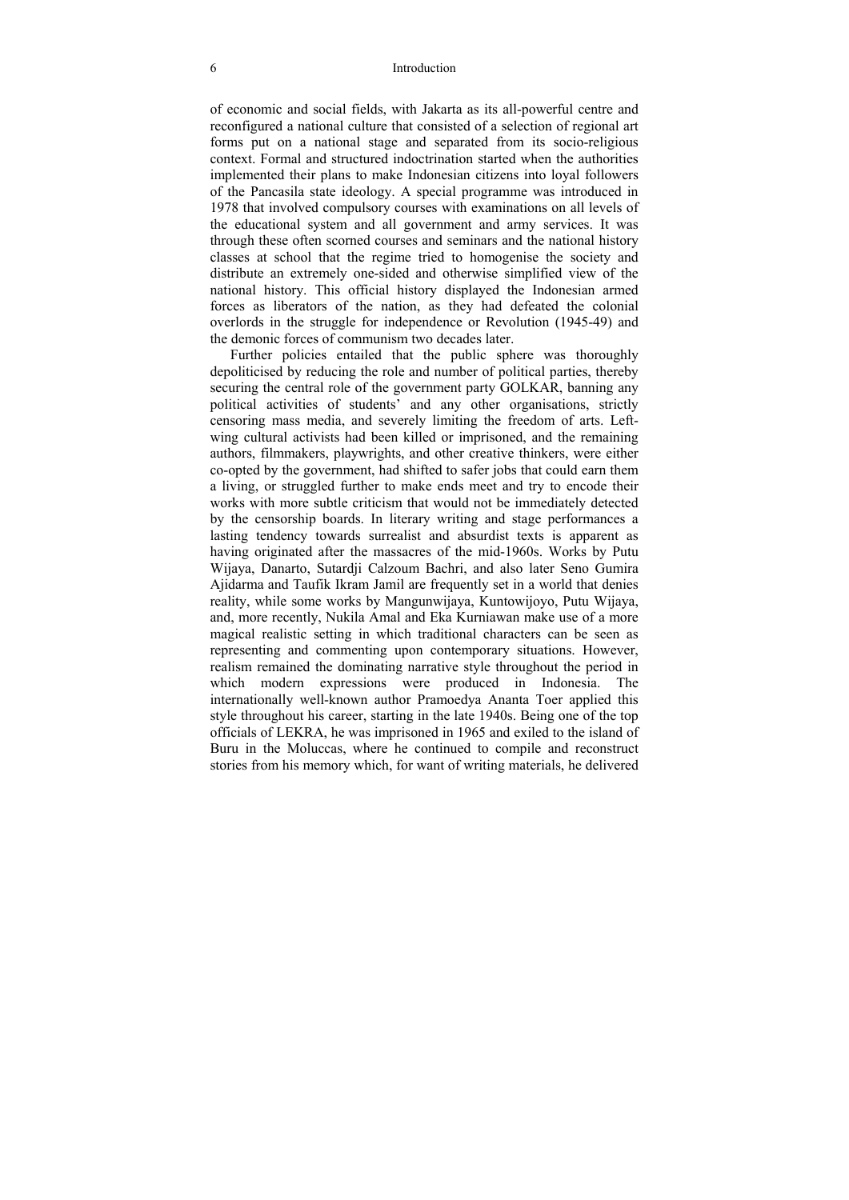of economic and social fields, with Jakarta as its all-powerful centre and reconfigured a national culture that consisted of a selection of regional art forms put on a national stage and separated from its socio-religious context. Formal and structured indoctrination started when the authorities implemented their plans to make Indonesian citizens into loyal followers of the Pancasila state ideology. A special programme was introduced in 1978 that involved compulsory courses with examinations on all levels of the educational system and all government and army services. It was through these often scorned courses and seminars and the national history classes at school that the regime tried to homogenise the society and distribute an extremely one-sided and otherwise simplified view of the national history. This official history displayed the Indonesian armed forces as liberators of the nation, as they had defeated the colonial overlords in the struggle for independence or Revolution (1945-49) and the demonic forces of communism two decades later.

Further policies entailed that the public sphere was thoroughly depoliticised by reducing the role and number of political parties, thereby securing the central role of the government party GOLKAR, banning any political activities of students' and any other organisations, strictly censoring mass media, and severely limiting the freedom of arts. Left-wing cultural activists had been killed or imprisoned, and the remaining authors, filmmakers, playwrights, and other creative thinkers, were either co-opted by the government, had shifted to safer jobs that could earn them a living, or struggled further to make ends meet and try to encode their works with more subtle criticism that would not be immediately detected by the censorship boards. In literary writing and stage performances a lasting tendency towards surrealist and absurdist texts is apparent as having originated after the massacres of the mid-1960s. Works by Putu Wijaya, Danarto, Sutardji Calzoum Bachri, and also later Seno Gumira Ajidarma and Taufik Ikram Jamil are frequently set in a world that denies reality, while some works by Mangunwijaya, Kuntowijoyo, Putu Wijaya, and, more recently, Nukila Amal and Eka Kurniawan make use of a more magical realistic setting in which traditional characters can be seen as representing and commenting upon contemporary situations. However, realism remained the dominating narrative style throughout the period in which modern expressions were produced in Indonesia. The internationally well-known author Pramoedya Ananta Toer applied this style throughout his career, starting in the late 1940s. Being one of the top officials of LEKRA, he was imprisoned in 1965 and exiled to the island of Buru in the Moluccas, where he continued to compile and reconstruct stories from his memory which, for want of writing materials, he delivered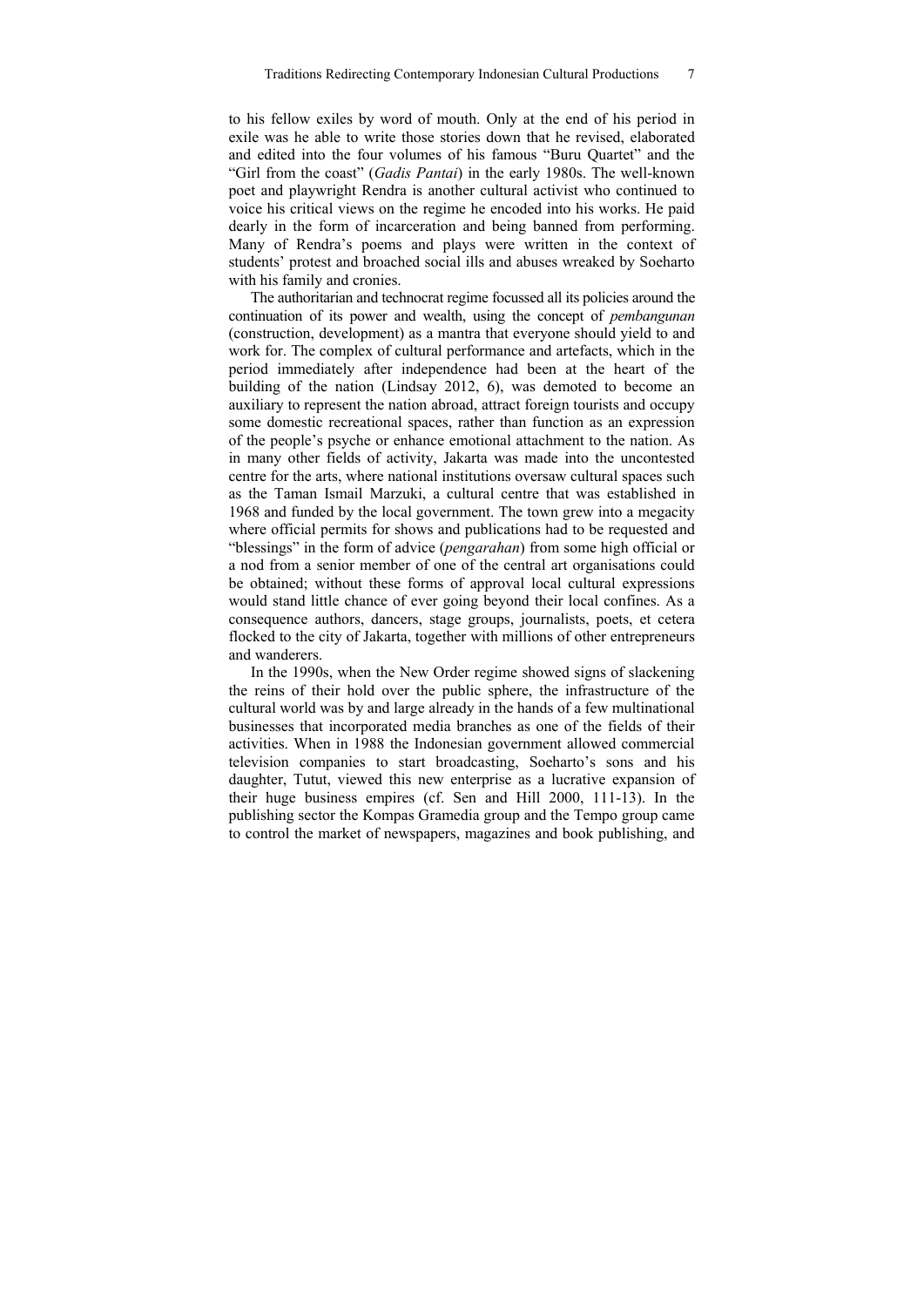to his fellow exiles by word of mouth. Only at the end of his period in exile was he able to write those stories down that he revised, elaborated and edited into the four volumes of his famous "Buru Quartet" and the "Girl from the coast" (*Gadis Pantai*) in the early 1980s. The well-known poet and playwright Rendra is another cultural activist who continued to voice his critical views on the regime he encoded into his works. He paid dearly in the form of incarceration and being banned from performing. Many of Rendra's poems and plays were written in the context of students' protest and broached social ills and abuses wreaked by Soeharto with his family and cronies.

The authoritarian and technocrat regime focussed all its policies around the continuation of its power and wealth, using the concept of *pembangunan* (construction, development) as a mantra that everyone should yield to and work for. The complex of cultural performance and artefacts, which in the period immediately after independence had been at the heart of the building of the nation (Lindsay 2012, 6), was demoted to become an auxiliary to represent the nation abroad, attract foreign tourists and occupy some domestic recreational spaces, rather than function as an expression of the people's psyche or enhance emotional attachment to the nation. As in many other fields of activity, Jakarta was made into the uncontested centre for the arts, where national institutions oversaw cultural spaces such as the Taman Ismail Marzuki, a cultural centre that was established in 1968 and funded by the local government. The town grew into a megacity where official permits for shows and publications had to be requested and "blessings" in the form of advice (*pengarahan*) from some high official or a nod from a senior member of one of the central art organisations could be obtained; without these forms of approval local cultural expressions would stand little chance of ever going beyond their local confines. As a consequence authors, dancers, stage groups, journalists, poets, et cetera flocked to the city of Jakarta, together with millions of other entrepreneurs and wanderers.

In the 1990s, when the New Order regime showed signs of slackening the reins of their hold over the public sphere, the infrastructure of the cultural world was by and large already in the hands of a few multinational businesses that incorporated media branches as one of the fields of their activities. When in 1988 the Indonesian government allowed commercial television companies to start broadcasting, Soeharto's sons and his daughter, Tutut, viewed this new enterprise as a lucrative expansion of their huge business empires (cf. Sen and Hill 2000, 111-13). In the publishing sector the Kompas Gramedia group and the Tempo group came to control the market of newspapers, magazines and book publishing, and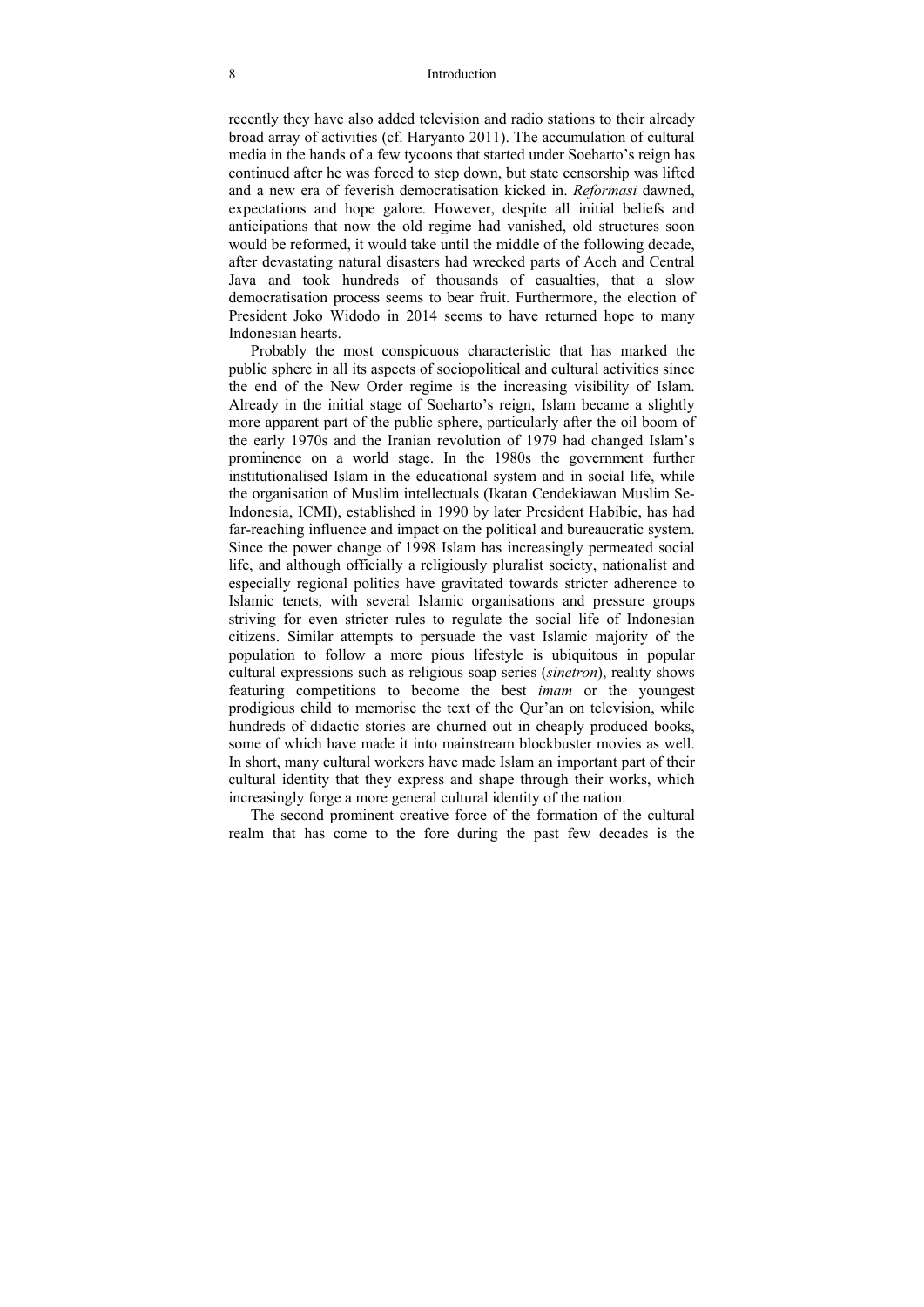recently they have also added television and radio stations to their already broad array of activities (cf. Haryanto 2011). The accumulation of cultural media in the hands of a few tycoons that started under Soeharto's reign has continued after he was forced to step down, but state censorship was lifted and a new era of feverish democratisation kicked in. *Reformasi* dawned, expectations and hope galore. However, despite all initial beliefs and anticipations that now the old regime had vanished, old structures soon would be reformed, it would take until the middle of the following decade, after devastating natural disasters had wrecked parts of Aceh and Central Java and took hundreds of thousands of casualties, that a slow democratisation process seems to bear fruit. Furthermore, the election of President Joko Widodo in 2014 seems to have returned hope to many Indonesian hearts.

Probably the most conspicuous characteristic that has marked the public sphere in all its aspects of sociopolitical and cultural activities since the end of the New Order regime is the increasing visibility of Islam. Already in the initial stage of Soeharto's reign, Islam became a slightly more apparent part of the public sphere, particularly after the oil boom of the early 1970s and the Iranian revolution of 1979 had changed Islam's prominence on a world stage. In the 1980s the government further institutionalised Islam in the educational system and in social life, while the organisation of Muslim intellectuals (Ikatan Cendekiawan Muslim Se-Indonesia, ICMI), established in 1990 by later President Habibie, has had far-reaching influence and impact on the political and bureaucratic system. Since the power change of 1998 Islam has increasingly permeated social life, and although officially a religiously pluralist society, nationalist and especially regional politics have gravitated towards stricter adherence to Islamic tenets, with several Islamic organisations and pressure groups striving for even stricter rules to regulate the social life of Indonesian citizens. Similar attempts to persuade the vast Islamic majority of the population to follow a more pious lifestyle is ubiquitous in popular cultural expressions such as religious soap series (*sinetron*), reality shows featuring competitions to become the best *imam* or the youngest prodigious child to memorise the text of the Qur'an on television, while hundreds of didactic stories are churned out in cheaply produced books, some of which have made it into mainstream blockbuster movies as well. In short, many cultural workers have made Islam an important part of their cultural identity that they express and shape through their works, which increasingly forge a more general cultural identity of the nation.

The second prominent creative force of the formation of the cultural realm that has come to the fore during the past few decades is the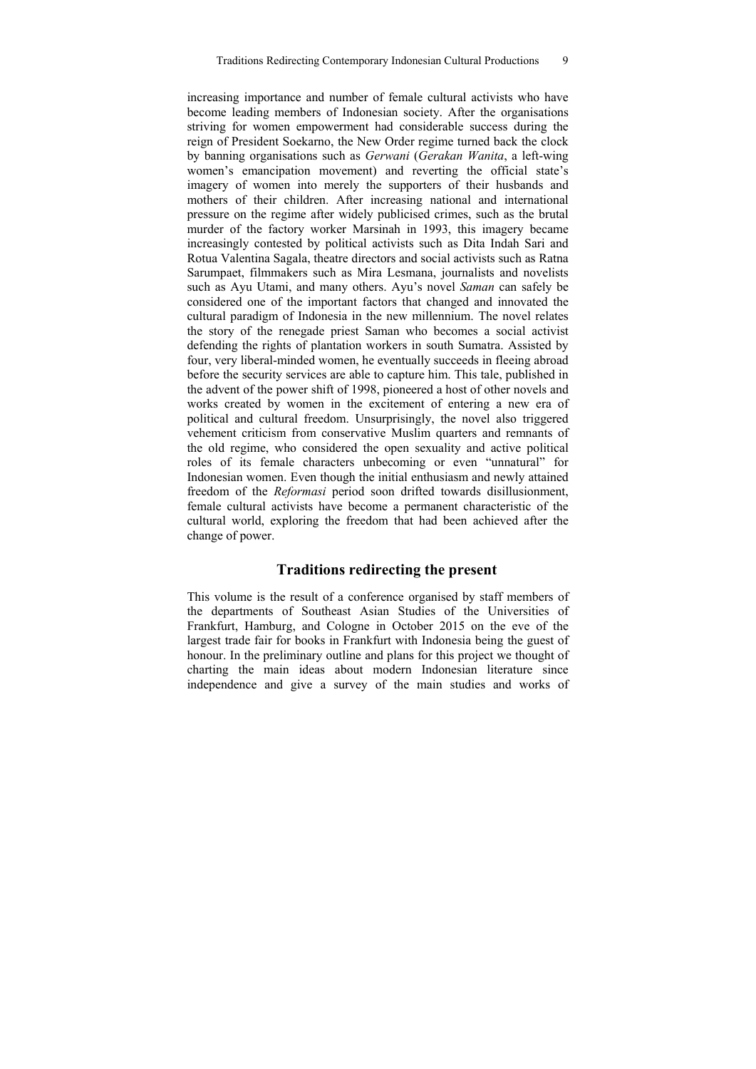increasing importance and number of female cultural activists who have become leading members of Indonesian society. After the organisations striving for women empowerment had considerable success during the reign of President Soekarno, the New Order regime turned back the clock by banning organisations such as *Gerwani* (*Gerakan Wanita*, a left-wing women's emancipation movement) and reverting the official state's imagery of women into merely the supporters of their husbands and mothers of their children. After increasing national and international pressure on the regime after widely publicised crimes, such as the brutal murder of the factory worker Marsinah in 1993, this imagery became increasingly contested by political activists such as Dita Indah Sari and Rotua Valentina Sagala, theatre directors and social activists such as Ratna Sarumpaet, filmmakers such as Mira Lesmana, journalists and novelists such as Ayu Utami, and many others. Ayu's novel *Saman* can safely be considered one of the important factors that changed and innovated the cultural paradigm of Indonesia in the new millennium. The novel relates the story of the renegade priest Saman who becomes a social activist defending the rights of plantation workers in south Sumatra. Assisted by four, very liberal-minded women, he eventually succeeds in fleeing abroad before the security services are able to capture him. This tale, published in the advent of the power shift of 1998, pioneered a host of other novels and works created by women in the excitement of entering a new era of political and cultural freedom. Unsurprisingly, the novel also triggered vehement criticism from conservative Muslim quarters and remnants of the old regime, who considered the open sexuality and active political roles of its female characters unbecoming or even "unnatural" for Indonesian women. Even though the initial enthusiasm and newly attained freedom of the *Reformasi* period soon drifted towards disillusionment, female cultural activists have become a permanent characteristic of the cultural world, exploring the freedom that had been achieved after the change of power.

## Traditions redirecting the present

This volume is the result of a conference organised by staff members of the departments of Southeast Asian Studies of the Universities of Frankfurt, Hamburg, and Cologne in October 2015 on the eve of the largest trade fair for books in Frankfurt with Indonesia being the guest of honour. In the preliminary outline and plans for this project we thought of charting the main ideas about modern Indonesian literature since independence and give a survey of the main studies and works of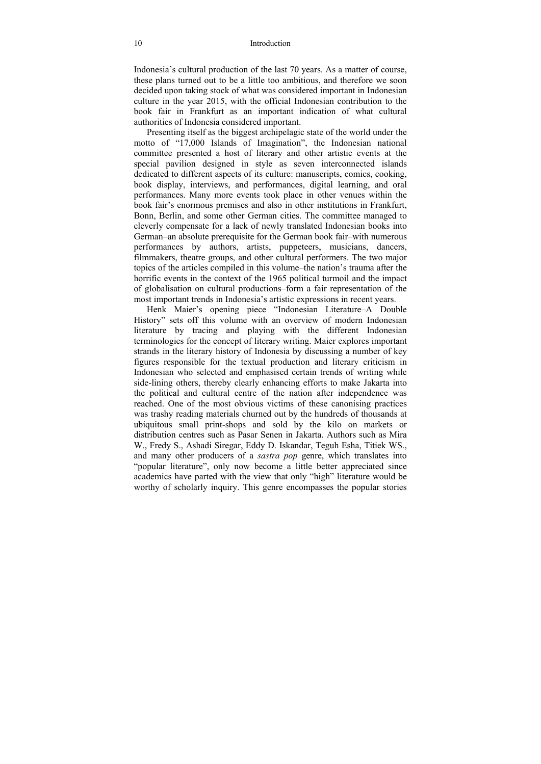Indonesia's cultural production of the last 70 years. As a matter of course, these plans turned out to be a little too ambitious, and therefore we soon decided upon taking stock of what was considered important in Indonesian culture in the year 2015, with the official Indonesian contribution to the book fair in Frankfurt as an important indication of what cultural authorities of Indonesia considered important.

Presenting itself as the biggest archipelagic state of the world under the motto of "17,000 Islands of Imagination", the Indonesian national committee presented a host of literary and other artistic events at the special pavilion designed in style as seven interconnected islands dedicated to different aspects of its culture: manuscripts, comics, cooking, book display, interviews, and performances, digital learning, and oral performances. Many more events took place in other venues within the book fair's enormous premises and also in other institutions in Frankfurt, Bonn, Berlin, and some other German cities. The committee managed to cleverly compensate for a lack of newly translated Indonesian books into German–an absolute prerequisite for the German book fair–with numerous performances by authors, artists, puppeteers, musicians, dancers, filmmakers, theatre groups, and other cultural performers. The two major topics of the articles compiled in this volume–the nation's trauma after the horrific events in the context of the 1965 political turmoil and the impact of globalisation on cultural productions–form a fair representation of the most important trends in Indonesia's artistic expressions in recent years.

Henk Maier's opening piece "Indonesian Literature–A Double History" sets off this volume with an overview of modern Indonesian literature by tracing and playing with the different Indonesian terminologies for the concept of literary writing. Maier explores important strands in the literary history of Indonesia by discussing a number of key figures responsible for the textual production and literary criticism in Indonesian who selected and emphasised certain trends of writing while side-lining others, thereby clearly enhancing efforts to make Jakarta into the political and cultural centre of the nation after independence was reached. One of the most obvious victims of these canonising practices was trashy reading materials churned out by the hundreds of thousands at ubiquitous small print-shops and sold by the kilo on markets or distribution centres such as Pasar Senen in Jakarta. Authors such as Mira W., Fredy S., Ashadi Siregar, Eddy D. Iskandar, Teguh Esha, Titiek WS., and many other producers of a *sastra pop* genre, which translates into "popular literature", only now become a little better appreciated since academics have parted with the view that only "high" literature would be worthy of scholarly inquiry. This genre encompasses the popular stories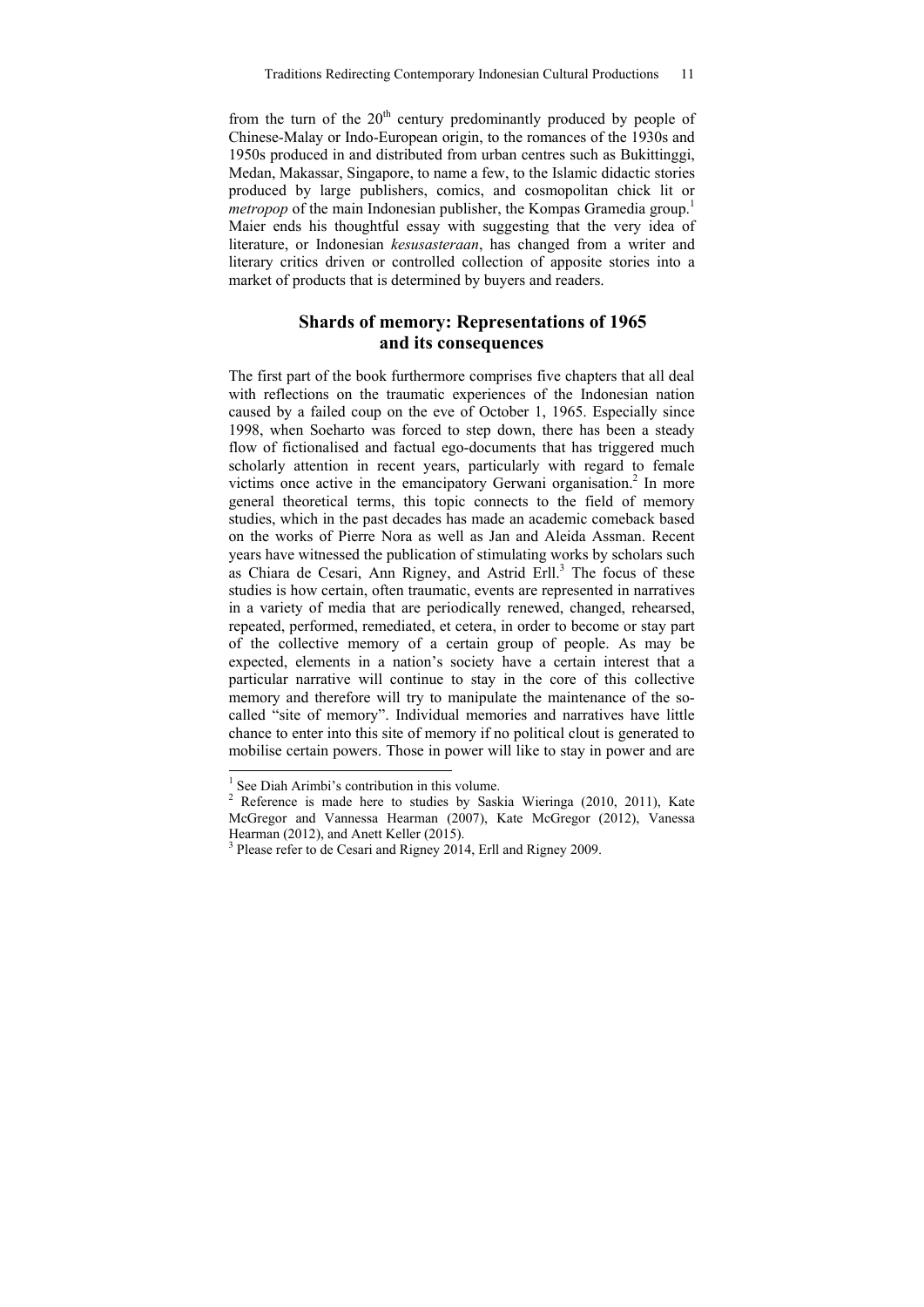from the turn of the $20^{th}$ century predominantly produced by people of Chinese-Malay or Indo-European origin, to the romances of the 1930s and 1950s produced in and distributed from urban centres such as Bukittinggi, Medan, Makassar, Singapore, to name a few, to the Islamic didactic stories produced by large publishers, comics, and cosmopolitan chick lit or *metropop* of the main Indonesian publisher, the Kompas Gramedia group.[1] Maier ends his thoughtful essay with suggesting that the very idea of literature, or Indonesian *kesusasteraan*, has changed from a writer and literary critics driven or controlled collection of apposite stories into a market of products that is determined by buyers and readers.

## Shards of memory: Representations of 1965 and its consequences

The first part of the book furthermore comprises five chapters that all deal with reflections on the traumatic experiences of the Indonesian nation caused by a failed coup on the eve of October 1, 1965. Especially since 1998, when Soeharto was forced to step down, there has been a steady flow of fictionalised and factual ego-documents that has triggered much scholarly attention in recent years, particularly with regard to female victims once active in the emancipatory Gerwani organisation.[2] In more general theoretical terms, this topic connects to the field of memory studies, which in the past decades has made an academic comeback based on the works of Pierre Nora as well as Jan and Aleida Assman. Recent years have witnessed the publication of stimulating works by scholars such as Chiara de Cesari, Ann Rigney, and Astrid Erll.[3] The focus of these studies is how certain, often traumatic, events are represented in narratives in a variety of media that are periodically renewed, changed, rehearsed, repeated, performed, remediated, et cetera, in order to become or stay part of the collective memory of a certain group of people. As may be expected, elements in a nation's society have a certain interest that a particular narrative will continue to stay in the core of this collective memory and therefore will try to manipulate the maintenance of the so-called "site of memory". Individual memories and narratives have little chance to enter into this site of memory if no political clout is generated to mobilise certain powers. Those in power will like to stay in power and are

---

[1] See Diah Arimbi's contribution in this volume.

[2] Reference is made here to studies by Saskia Wieringa (2010, 2011), Kate McGregor and Vannessa Hearman (2007), Kate McGregor (2012), Vanessa Hearman (2012), and Anett Keller (2015).

[3] Please refer to de Cesari and Rigney 2014, Erll and Rigney 2009.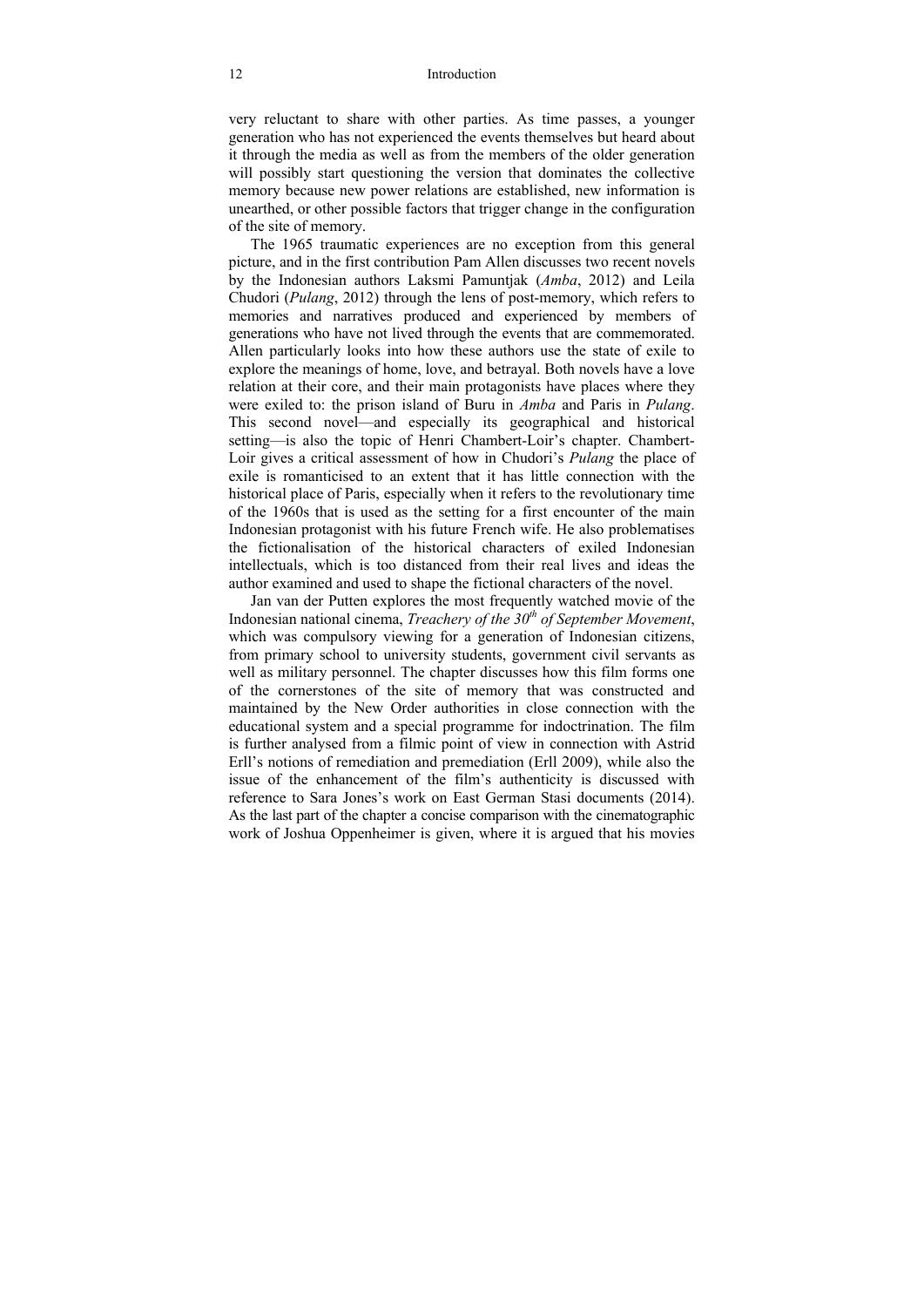very reluctant to share with other parties. As time passes, a younger generation who has not experienced the events themselves but heard about it through the media as well as from the members of the older generation will possibly start questioning the version that dominates the collective memory because new power relations are established, new information is unearthed, or other possible factors that trigger change in the configuration of the site of memory.

The 1965 traumatic experiences are no exception from this general picture, and in the first contribution Pam Allen discusses two recent novels by the Indonesian authors Laksmi Pamuntjak (*Amba*, 2012) and Leila Chudori (*Pulang*, 2012) through the lens of post-memory, which refers to memories and narratives produced and experienced by members of generations who have not lived through the events that are commemorated. Allen particularly looks into how these authors use the state of exile to explore the meanings of home, love, and betrayal. Both novels have a love relation at their core, and their main protagonists have places where they were exiled to: the prison island of Buru in *Amba* and Paris in *Pulang*. This second novel—and especially its geographical and historical setting—is also the topic of Henri Chambert-Loir's chapter. Chambert-Loir gives a critical assessment of how in Chudori's *Pulang* the place of exile is romanticised to an extent that it has little connection with the historical place of Paris, especially when it refers to the revolutionary time of the 1960s that is used as the setting for a first encounter of the main Indonesian protagonist with his future French wife. He also problematises the fictionalisation of the historical characters of exiled Indonesian intellectuals, which is too distanced from their real lives and ideas the author examined and used to shape the fictional characters of the novel.

Jan van der Putten explores the most frequently watched movie of the Indonesian national cinema, *Treachery of the 30th of September Movement*, which was compulsory viewing for a generation of Indonesian citizens, from primary school to university students, government civil servants as well as military personnel. The chapter discusses how this film forms one of the cornerstones of the site of memory that was constructed and maintained by the New Order authorities in close connection with the educational system and a special programme for indoctrination. The film is further analysed from a filmic point of view in connection with Astrid Erll's notions of remediation and premediation (Erll 2009), while also the issue of the enhancement of the film's authenticity is discussed with reference to Sara Jones's work on East German Stasi documents (2014). As the last part of the chapter a concise comparison with the cinematographic work of Joshua Oppenheimer is given, where it is argued that his movies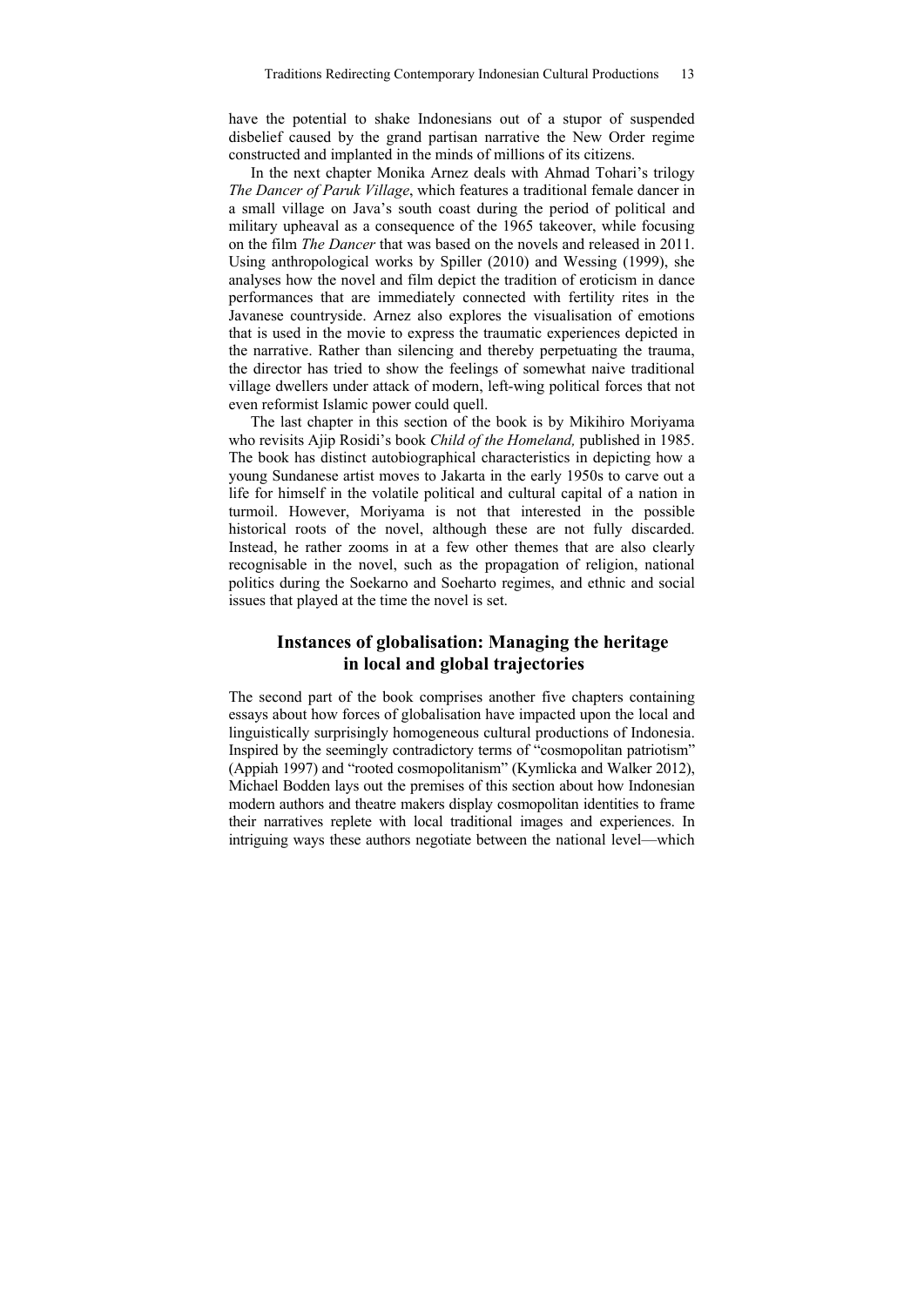have the potential to shake Indonesians out of a stupor of suspended disbelief caused by the grand partisan narrative the New Order regime constructed and implanted in the minds of millions of its citizens.

In the next chapter Monika Arnez deals with Ahmad Tohari's trilogy *The Dancer of Paruk Village*, which features a traditional female dancer in a small village on Java's south coast during the period of political and military upheaval as a consequence of the 1965 takeover, while focusing on the film *The Dancer* that was based on the novels and released in 2011. Using anthropological works by Spiller (2010) and Wessing (1999), she analyses how the novel and film depict the tradition of eroticism in dance performances that are immediately connected with fertility rites in the Javanese countryside. Arnez also explores the visualisation of emotions that is used in the movie to express the traumatic experiences depicted in the narrative. Rather than silencing and thereby perpetuating the trauma, the director has tried to show the feelings of somewhat naive traditional village dwellers under attack of modern, left-wing political forces that not even reformist Islamic power could quell.

The last chapter in this section of the book is by Mikihiro Moriyama who revisits Ajip Rosidi's book *Child of the Homeland,* published in 1985. The book has distinct autobiographical characteristics in depicting how a young Sundanese artist moves to Jakarta in the early 1950s to carve out a life for himself in the volatile political and cultural capital of a nation in turmoil. However, Moriyama is not that interested in the possible historical roots of the novel, although these are not fully discarded. Instead, he rather zooms in at a few other themes that are also clearly recognisable in the novel, such as the propagation of religion, national politics during the Soekarno and Soeharto regimes, and ethnic and social issues that played at the time the novel is set.

## Instances of globalisation: Managing the heritage in local and global trajectories

The second part of the book comprises another five chapters containing essays about how forces of globalisation have impacted upon the local and linguistically surprisingly homogeneous cultural productions of Indonesia. Inspired by the seemingly contradictory terms of "cosmopolitan patriotism" (Appiah 1997) and "rooted cosmopolitanism" (Kymlicka and Walker 2012), Michael Bodden lays out the premises of this section about how Indonesian modern authors and theatre makers display cosmopolitan identities to frame their narratives replete with local traditional images and experiences. In intriguing ways these authors negotiate between the national level—which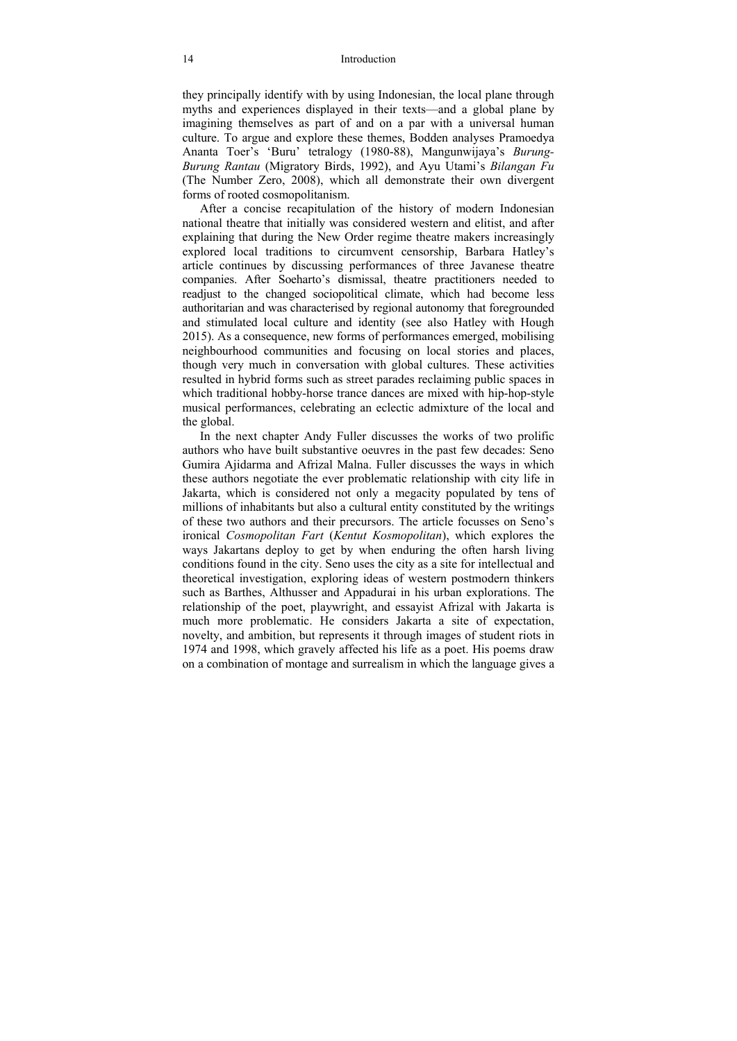they principally identify with by using Indonesian, the local plane through myths and experiences displayed in their texts—and a global plane by imagining themselves as part of and on a par with a universal human culture. To argue and explore these themes, Bodden analyses Pramoedya Ananta Toer's 'Buru' tetralogy (1980-88), Mangunwijaya's *Burung-Burung Rantau* (Migratory Birds, 1992), and Ayu Utami's *Bilangan Fu* (The Number Zero, 2008), which all demonstrate their own divergent forms of rooted cosmopolitanism.

After a concise recapitulation of the history of modern Indonesian national theatre that initially was considered western and elitist, and after explaining that during the New Order regime theatre makers increasingly explored local traditions to circumvent censorship, Barbara Hatley's article continues by discussing performances of three Javanese theatre companies. After Soeharto's dismissal, theatre practitioners needed to readjust to the changed sociopolitical climate, which had become less authoritarian and was characterised by regional autonomy that foregrounded and stimulated local culture and identity (see also Hatley with Hough 2015). As a consequence, new forms of performances emerged, mobilising neighbourhood communities and focusing on local stories and places, though very much in conversation with global cultures. These activities resulted in hybrid forms such as street parades reclaiming public spaces in which traditional hobby-horse trance dances are mixed with hip-hop-style musical performances, celebrating an eclectic admixture of the local and the global.

In the next chapter Andy Fuller discusses the works of two prolific authors who have built substantive oeuvres in the past few decades: Seno Gumira Ajidarma and Afrizal Malna. Fuller discusses the ways in which these authors negotiate the ever problematic relationship with city life in Jakarta, which is considered not only a megacity populated by tens of millions of inhabitants but also a cultural entity constituted by the writings of these two authors and their precursors. The article focusses on Seno's ironical *Cosmopolitan Fart* (*Kentut Kosmopolitan*), which explores the ways Jakartans deploy to get by when enduring the often harsh living conditions found in the city. Seno uses the city as a site for intellectual and theoretical investigation, exploring ideas of western postmodern thinkers such as Barthes, Althusser and Appadurai in his urban explorations. The relationship of the poet, playwright, and essayist Afrizal with Jakarta is much more problematic. He considers Jakarta a site of expectation, novelty, and ambition, but represents it through images of student riots in 1974 and 1998, which gravely affected his life as a poet. His poems draw on a combination of montage and surrealism in which the language gives a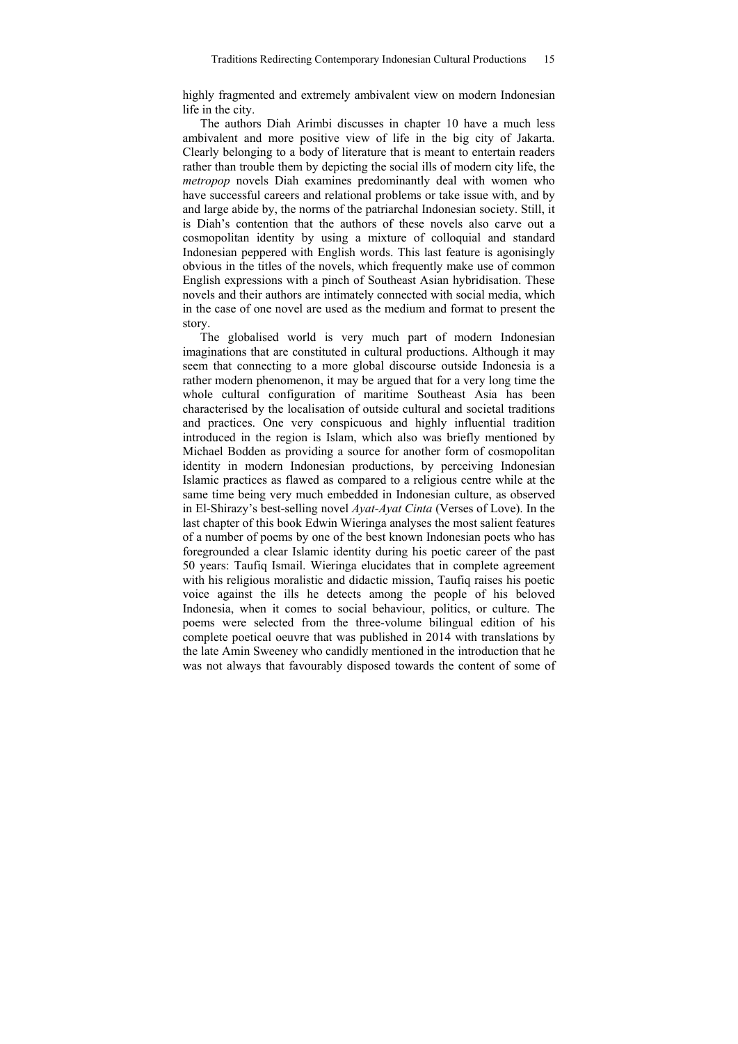highly fragmented and extremely ambivalent view on modern Indonesian life in the city.

The authors Diah Arimbi discusses in chapter 10 have a much less ambivalent and more positive view of life in the big city of Jakarta. Clearly belonging to a body of literature that is meant to entertain readers rather than trouble them by depicting the social ills of modern city life, the *metropop* novels Diah examines predominantly deal with women who have successful careers and relational problems or take issue with, and by and large abide by, the norms of the patriarchal Indonesian society. Still, it is Diah's contention that the authors of these novels also carve out a cosmopolitan identity by using a mixture of colloquial and standard Indonesian peppered with English words. This last feature is agonisingly obvious in the titles of the novels, which frequently make use of common English expressions with a pinch of Southeast Asian hybridisation. These novels and their authors are intimately connected with social media, which in the case of one novel are used as the medium and format to present the story.

The globalised world is very much part of modern Indonesian imaginations that are constituted in cultural productions. Although it may seem that connecting to a more global discourse outside Indonesia is a rather modern phenomenon, it may be argued that for a very long time the whole cultural configuration of maritime Southeast Asia has been characterised by the localisation of outside cultural and societal traditions and practices. One very conspicuous and highly influential tradition introduced in the region is Islam, which also was briefly mentioned by Michael Bodden as providing a source for another form of cosmopolitan identity in modern Indonesian productions, by perceiving Indonesian Islamic practices as flawed as compared to a religious centre while at the same time being very much embedded in Indonesian culture, as observed in El-Shirazy's best-selling novel *Ayat-Ayat Cinta* (Verses of Love). In the last chapter of this book Edwin Wieringa analyses the most salient features of a number of poems by one of the best known Indonesian poets who has foregrounded a clear Islamic identity during his poetic career of the past 50 years: Taufiq Ismail. Wieringa elucidates that in complete agreement with his religious moralistic and didactic mission, Taufiq raises his poetic voice against the ills he detects among the people of his beloved Indonesia, when it comes to social behaviour, politics, or culture. The poems were selected from the three-volume bilingual edition of his complete poetical oeuvre that was published in 2014 with translations by the late Amin Sweeney who candidly mentioned in the introduction that he was not always that favourably disposed towards the content of some of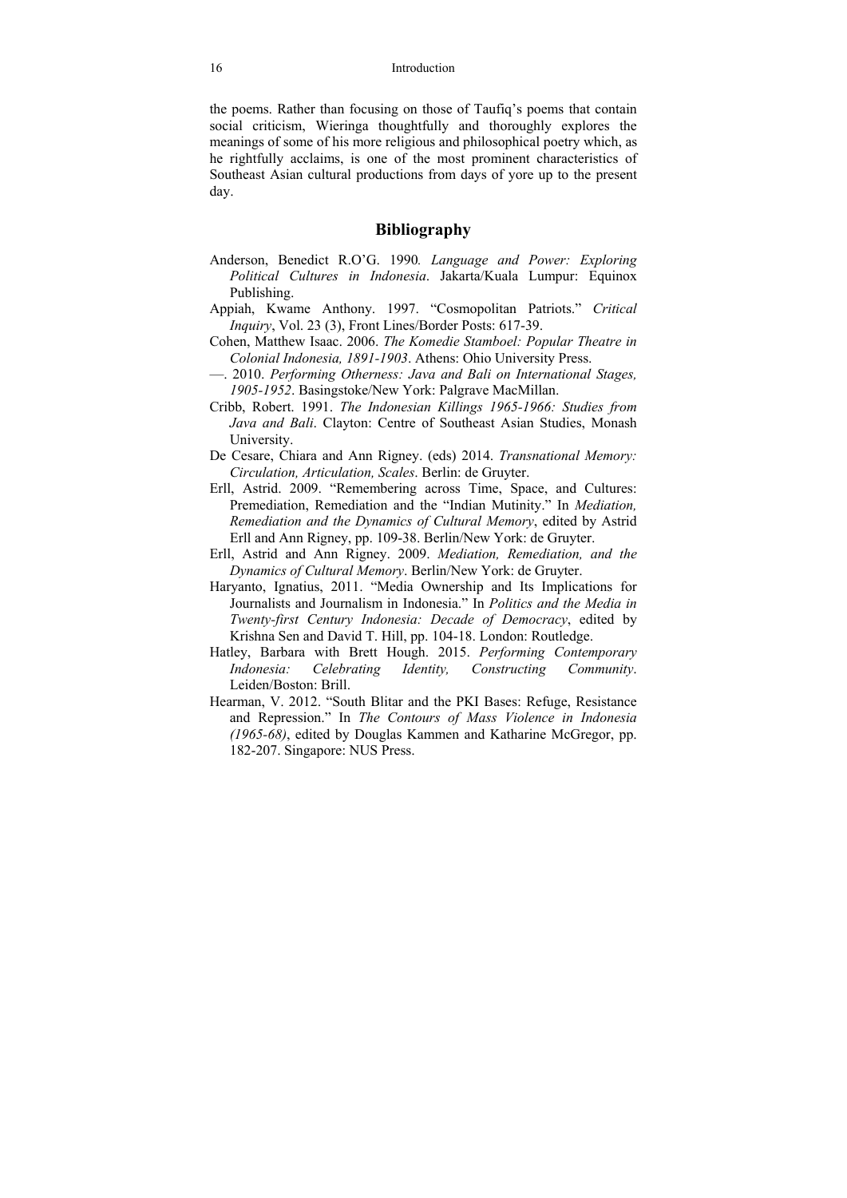the poems. Rather than focusing on those of Taufiq's poems that contain social criticism, Wieringa thoughtfully and thoroughly explores the meanings of some of his more religious and philosophical poetry which, as he rightfully acclaims, is one of the most prominent characteristics of Southeast Asian cultural productions from days of yore up to the present day.

## Bibliography

Anderson, Benedict R.O'G. 1990*.* *Language and Power: Exploring Political Cultures in Indonesia*. Jakarta/Kuala Lumpur: Equinox Publishing.

Appiah, Kwame Anthony. 1997. "Cosmopolitan Patriots." *Critical Inquiry*, Vol. 23 (3), Front Lines/Border Posts: 617-39.

Cohen, Matthew Isaac. 2006. *The Komedie Stamboel: Popular Theatre in Colonial Indonesia, 1891-1903*. Athens: Ohio University Press.

—. 2010. *Performing Otherness: Java and Bali on International Stages, 1905-1952*. Basingstoke/New York: Palgrave MacMillan.

Cribb, Robert. 1991. *The Indonesian Killings 1965-1966: Studies from Java and Bali*. Clayton: Centre of Southeast Asian Studies, Monash University.

De Cesare, Chiara and Ann Rigney. (eds) 2014. *Transnational Memory: Circulation, Articulation, Scales*. Berlin: de Gruyter.

Erll, Astrid. 2009. "Remembering across Time, Space, and Cultures: Premediation, Remediation and the "Indian Mutinity." In *Mediation, Remediation and the Dynamics of Cultural Memory*, edited by Astrid Erll and Ann Rigney, pp. 109-38. Berlin/New York: de Gruyter.

Erll, Astrid and Ann Rigney. 2009. *Mediation, Remediation, and the Dynamics of Cultural Memory*. Berlin/New York: de Gruyter.

Haryanto, Ignatius, 2011. "Media Ownership and Its Implications for Journalists and Journalism in Indonesia." In *Politics and the Media in Twenty-first Century Indonesia: Decade of Democracy*, edited by Krishna Sen and David T. Hill, pp. 104-18. London: Routledge.

Hatley, Barbara with Brett Hough. 2015. *Performing Contemporary Indonesia: Celebrating Identity, Constructing Community*. Leiden/Boston: Brill.

Hearman, V. 2012. "South Blitar and the PKI Bases: Refuge, Resistance and Repression." In *The Contours of Mass Violence in Indonesia (1965-68)*, edited by Douglas Kammen and Katharine McGregor, pp. 182-207. Singapore: NUS Press.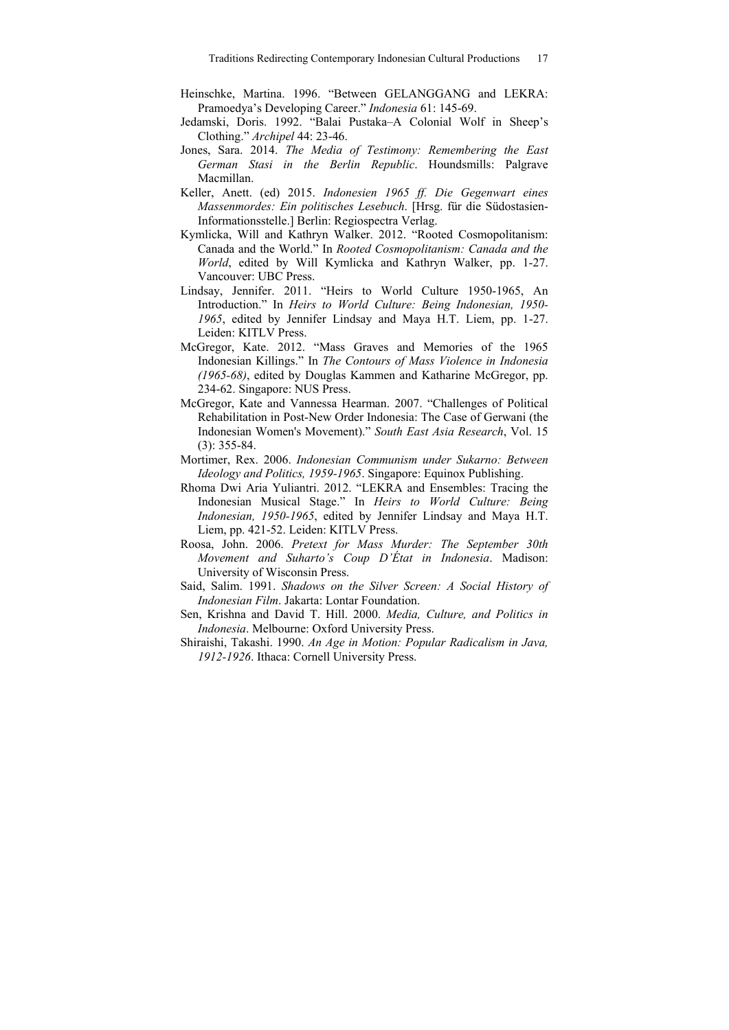Heinschke, Martina. 1996. "Between GELANGGANG and LEKRA: Pramoedya's Developing Career." *Indonesia* 61: 145-69.

Jedamski, Doris. 1992. "Balai Pustaka–A Colonial Wolf in Sheep's Clothing." *Archipel* 44: 23-46.

Jones, Sara. 2014. *The Media of Testimony: Remembering the East German Stasi in the Berlin Republic*. Houndsmills: Palgrave Macmillan.

Keller, Anett. (ed) 2015. *Indonesien 1965 ff. Die Gegenwart eines Massenmordes: Ein politisches Lesebuch*. [Hrsg. für die Südostasien-Informationsstelle.] Berlin: Regiospectra Verlag.

Kymlicka, Will and Kathryn Walker. 2012. "Rooted Cosmopolitanism: Canada and the World." In *Rooted Cosmopolitanism: Canada and the World*, edited by Will Kymlicka and Kathryn Walker, pp. 1-27. Vancouver: UBC Press.

Lindsay, Jennifer. 2011. "Heirs to World Culture 1950-1965, An Introduction." In *Heirs to World Culture: Being Indonesian, 1950-1965*, edited by Jennifer Lindsay and Maya H.T. Liem, pp. 1-27. Leiden: KITLV Press.

McGregor, Kate. 2012. "Mass Graves and Memories of the 1965 Indonesian Killings." In *The Contours of Mass Violence in Indonesia (1965-68)*, edited by Douglas Kammen and Katharine McGregor, pp. 234-62. Singapore: NUS Press.

McGregor, Kate and Vannessa Hearman. 2007. "Challenges of Political Rehabilitation in Post-New Order Indonesia: The Case of Gerwani (the Indonesian Women's Movement)." *South East Asia Research*, Vol. 15 (3): 355-84.

Mortimer, Rex. 2006. *Indonesian Communism under Sukarno: Between Ideology and Politics, 1959-1965*. Singapore: Equinox Publishing.

Rhoma Dwi Aria Yuliantri. 2012. "LEKRA and Ensembles: Tracing the Indonesian Musical Stage." In *Heirs to World Culture: Being Indonesian, 1950-1965*, edited by Jennifer Lindsay and Maya H.T. Liem, pp. 421-52. Leiden: KITLV Press.

Roosa, John. 2006. *Pretext for Mass Murder: The September 30th Movement and Suharto's Coup D'État in Indonesia*. Madison: University of Wisconsin Press.

Said, Salim. 1991. *Shadows on the Silver Screen: A Social History of Indonesian Film*. Jakarta: Lontar Foundation.

Sen, Krishna and David T. Hill. 2000. *Media, Culture, and Politics in Indonesia*. Melbourne: Oxford University Press.

Shiraishi, Takashi. 1990. *An Age in Motion: Popular Radicalism in Java, 1912-1926*. Ithaca: Cornell University Press.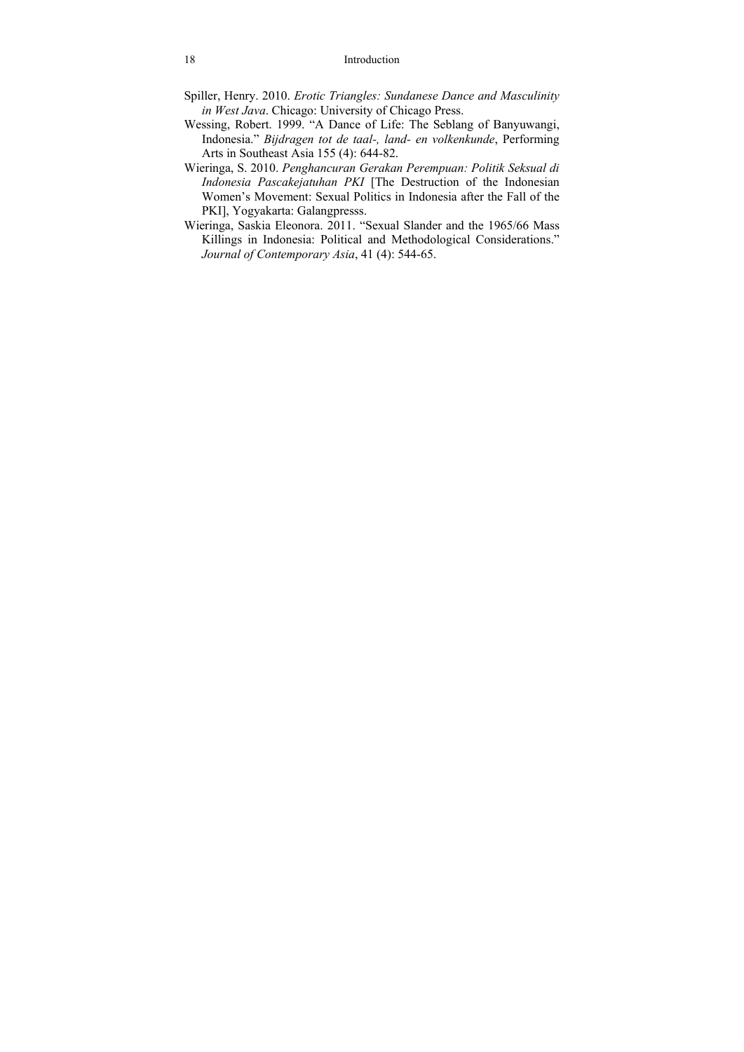Spiller, Henry. 2010. *Erotic Triangles: Sundanese Dance and Masculinity in West Java*. Chicago: University of Chicago Press.

Wessing, Robert. 1999. "A Dance of Life: The Seblang of Banyuwangi, Indonesia." *Bijdragen tot de taal-, land- en volkenkunde*, Performing Arts in Southeast Asia 155 (4): 644-82.

Wieringa, S. 2010. *Penghancuran Gerakan Perempuan: Politik Seksual di Indonesia Pascakejatuhan PKI* [The Destruction of the Indonesian Women's Movement: Sexual Politics in Indonesia after the Fall of the PKI], Yogyakarta: Galangpresss.

Wieringa, Saskia Eleonora. 2011. "Sexual Slander and the 1965/66 Mass Killings in Indonesia: Political and Methodological Considerations." *Journal of Contemporary Asia*, 41 (4): 544-65.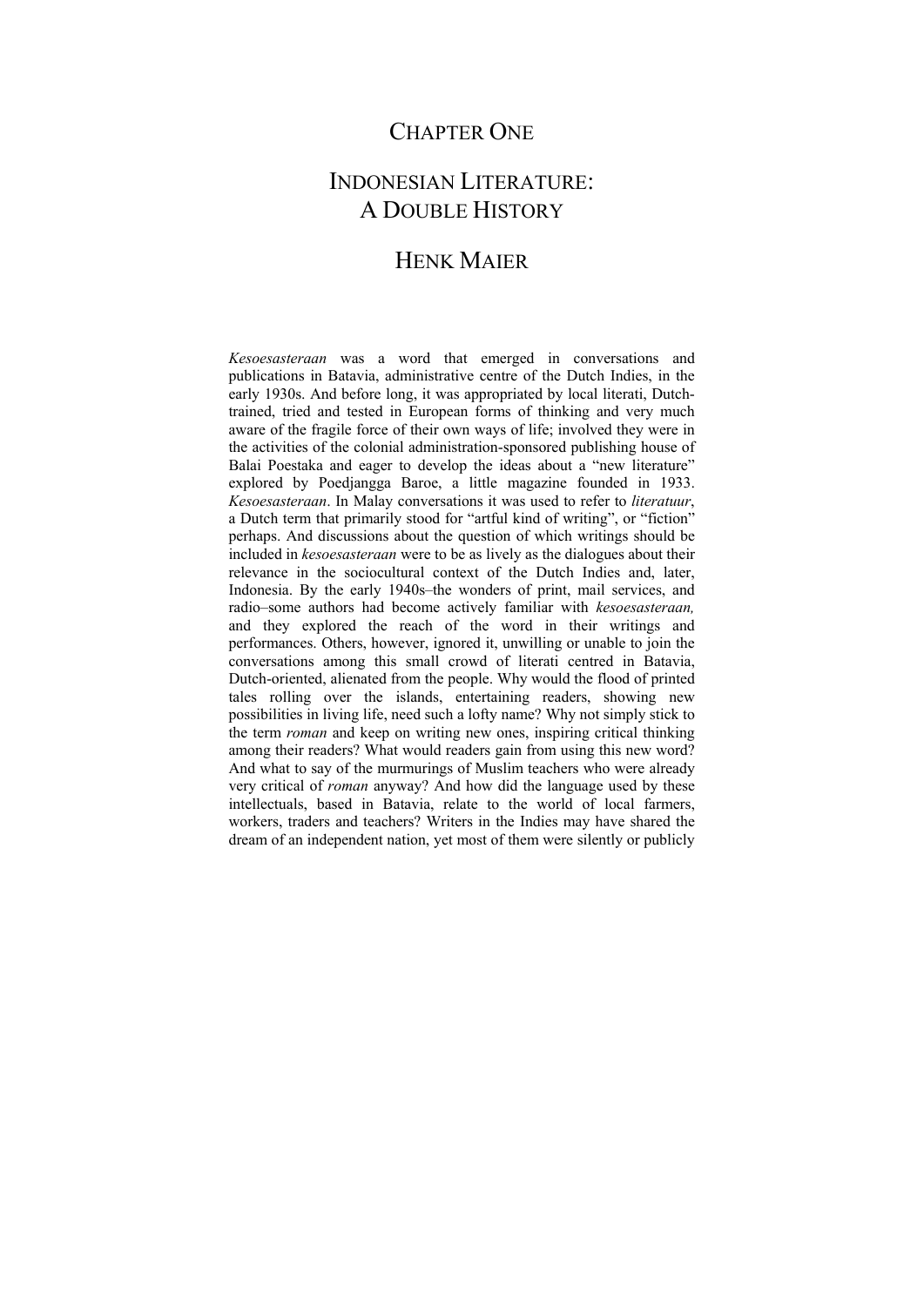# Chapter One

# Indonesian Literature: A Double History

## Henk Maier

*Kesoesasteraan* was a word that emerged in conversations and publications in Batavia, administrative centre of the Dutch Indies, in the early 1930s. And before long, it was appropriated by local literati, Dutch-trained, tried and tested in European forms of thinking and very much aware of the fragile force of their own ways of life; involved they were in the activities of the colonial administration-sponsored publishing house of Balai Poestaka and eager to develop the ideas about a "new literature" explored by Poedjangga Baroe, a little magazine founded in 1933. *Kesoesasteraan*. In Malay conversations it was used to refer to *literatuur*, a Dutch term that primarily stood for "artful kind of writing", or "fiction" perhaps. And discussions about the question of which writings should be included in *kesoesasteraan* were to be as lively as the dialogues about their relevance in the sociocultural context of the Dutch Indies and, later, Indonesia. By the early 1940s–the wonders of print, mail services, and radio–some authors had become actively familiar with *kesoesasteraan,* and they explored the reach of the word in their writings and performances. Others, however, ignored it, unwilling or unable to join the conversations among this small crowd of literati centred in Batavia, Dutch-oriented, alienated from the people. Why would the flood of printed tales rolling over the islands, entertaining readers, showing new possibilities in living life, need such a lofty name? Why not simply stick to the term *roman* and keep on writing new ones, inspiring critical thinking among their readers? What would readers gain from using this new word? And what to say of the murmurings of Muslim teachers who were already very critical of *roman* anyway? And how did the language used by these intellectuals, based in Batavia, relate to the world of local farmers, workers, traders and teachers? Writers in the Indies may have shared the dream of an independent nation, yet most of them were silently or publicly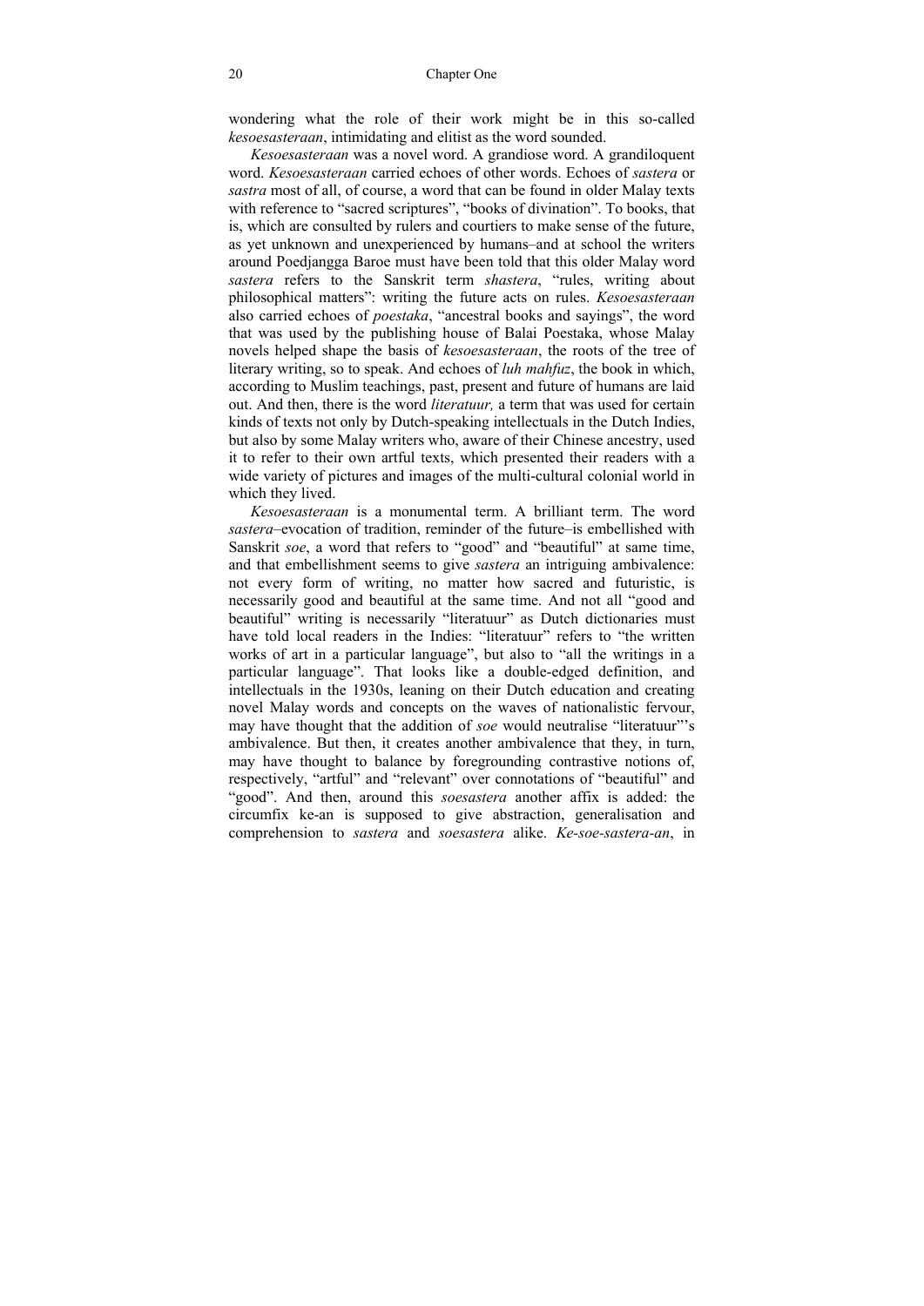wondering what the role of their work might be in this so-called *kesoesasteraan*, intimidating and elitist as the word sounded.

*Kesoesasteraan* was a novel word. A grandiose word. A grandiloquent word. *Kesoesasteraan* carried echoes of other words. Echoes of *sastera* or *sastra* most of all, of course, a word that can be found in older Malay texts with reference to "sacred scriptures", "books of divination". To books, that is, which are consulted by rulers and courtiers to make sense of the future, as yet unknown and unexperienced by humans–and at school the writers around Poedjangga Baroe must have been told that this older Malay word *sastera* refers to the Sanskrit term *shastera*, "rules, writing about philosophical matters": writing the future acts on rules. *Kesoesasteraan* also carried echoes of *poestaka*, "ancestral books and sayings", the word that was used by the publishing house of Balai Poestaka, whose Malay novels helped shape the basis of *kesoesasteraan*, the roots of the tree of literary writing, so to speak. And echoes of *luh mahfuz*, the book in which, according to Muslim teachings, past, present and future of humans are laid out. And then, there is the word *literatuur,* a term that was used for certain kinds of texts not only by Dutch-speaking intellectuals in the Dutch Indies, but also by some Malay writers who, aware of their Chinese ancestry, used it to refer to their own artful texts, which presented their readers with a wide variety of pictures and images of the multi-cultural colonial world in which they lived.

*Kesoesasteraan* is a monumental term. A brilliant term. The word *sastera*–evocation of tradition, reminder of the future–is embellished with Sanskrit *soe*, a word that refers to "good" and "beautiful" at same time, and that embellishment seems to give *sastera* an intriguing ambivalence: not every form of writing, no matter how sacred and futuristic, is necessarily good and beautiful at the same time. And not all "good and beautiful" writing is necessarily "literatuur" as Dutch dictionaries must have told local readers in the Indies: "literatuur" refers to "the written works of art in a particular language", but also to "all the writings in a particular language". That looks like a double-edged definition, and intellectuals in the 1930s, leaning on their Dutch education and creating novel Malay words and concepts on the waves of nationalistic fervour, may have thought that the addition of *soe* would neutralise "literatuur"'s ambivalence. But then, it creates another ambivalence that they, in turn, may have thought to balance by foregrounding contrastive notions of, respectively, "artful" and "relevant" over connotations of "beautiful" and "good". And then, around this *soesastera* another affix is added: the circumfix ke-an is supposed to give abstraction, generalisation and comprehension to *sastera* and *soesastera* alike. *Ke-soe-sastera-an*, in